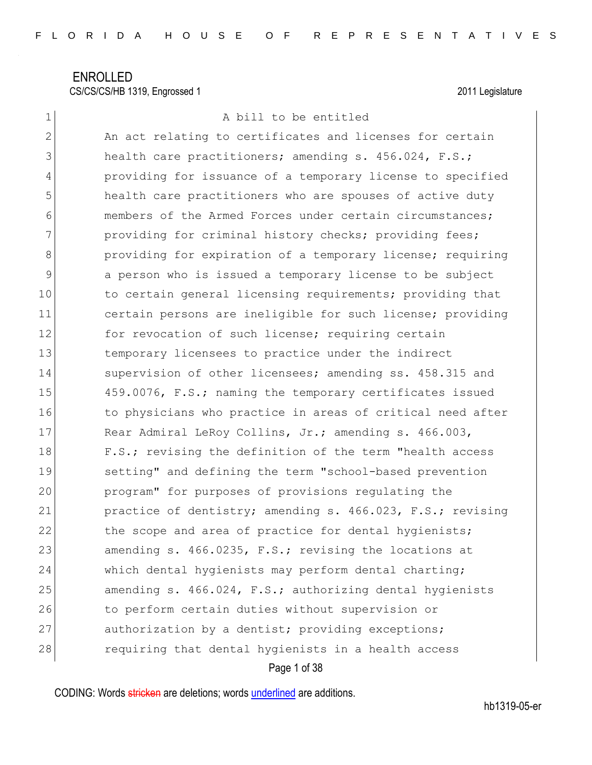ENROLLED

CS/CS/CS/HB 1319, Engrossed 1 2011 Legislature

A bill to be entitled

An act relating to certificates and licenses for certain health care practitioners; amending s. 456.024, F.S.; providing for issuance of a temporary license to specified health care practitioners who are spouses of active duty members of the Armed Forces under certain circumstances; providing for criminal history checks; providing fees; providing for expiration of a temporary license; requiring a person who is issued a temporary license to be subject to certain general licensing requirements; providing that certain persons are ineligible for such license; providing for revocation of such license; requiring certain temporary licensees to practice under the indirect supervision of other licensees; amending ss. 458.315 and 459.0076, F.S.; naming the temporary certificates issued to physicians who practice in areas of critical need after Rear Admiral LeRoy Collins, Jr.; amending s. 466.003, F.S.; revising the definition of the term "health access setting" and defining the term "school-based prevention program" for purposes of provisions regulating the practice of dentistry; amending s. 466.023, F.S.; revising the scope and area of practice for dental hygienists; amending s. 466.0235, F.S.; revising the locations at which dental hygienists may perform dental charting; amending s. 466.024, F.S.; authorizing dental hygienists to perform certain duties without supervision or authorization by a dentist; providing exceptions; requiring that dental hygienists in a health access

CODING: Words stricken are deletions; words underlined are additions.

hb1319-05-er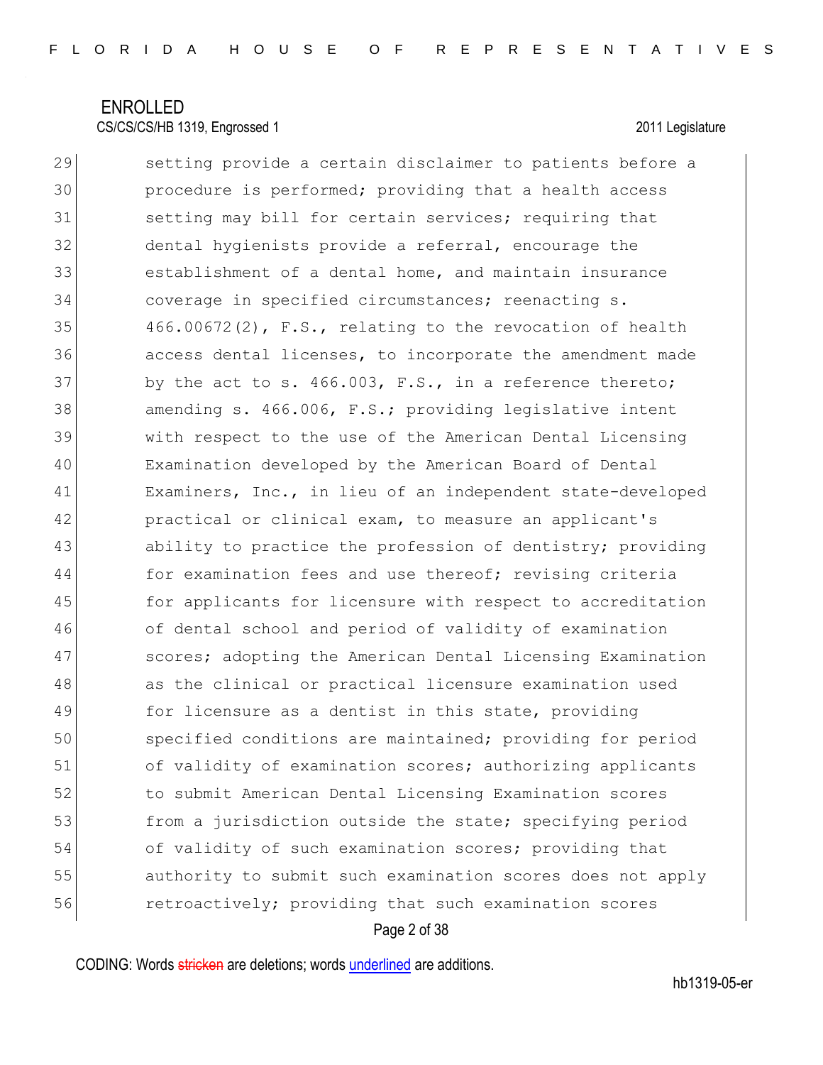ENROLLED
CS/CS/CS/HB 1319, Engrossed 1 2011 Legislature

29 setting provide a certain disclaimer to patients before a
30 procedure is performed; providing that a health access
31 setting may bill for certain services; requiring that
32 dental hygienists provide a referral, encourage the
33 establishment of a dental home, and maintain insurance
34 coverage in specified circumstances; reenacting s.
35 466.00672(2), F.S., relating to the revocation of health
36 access dental licenses, to incorporate the amendment made
37 by the act to s. 466.003, F.S., in a reference thereto;
38 amending s. 466.006, F.S.; providing legislative intent
39 with respect to the use of the American Dental Licensing
40 Examination developed by the American Board of Dental
41 Examiners, Inc., in lieu of an independent state-developed
42 practical or clinical exam, to measure an applicant's
43 ability to practice the profession of dentistry; providing
44 for examination fees and use thereof; revising criteria
45 for applicants for licensure with respect to accreditation
46 of dental school and period of validity of examination
47 scores; adopting the American Dental Licensing Examination
48 as the clinical or practical licensure examination used
49 for licensure as a dentist in this state, providing
50 specified conditions are maintained; providing for period
51 of validity of examination scores; authorizing applicants
52 to submit American Dental Licensing Examination scores
53 from a jurisdiction outside the state; specifying period
54 of validity of such examination scores; providing that
55 authority to submit such examination scores does not apply
56 retroactively; providing that such examination scores

CODING: Words stricken are deletions; words underlined are additions.

hb1319-05-er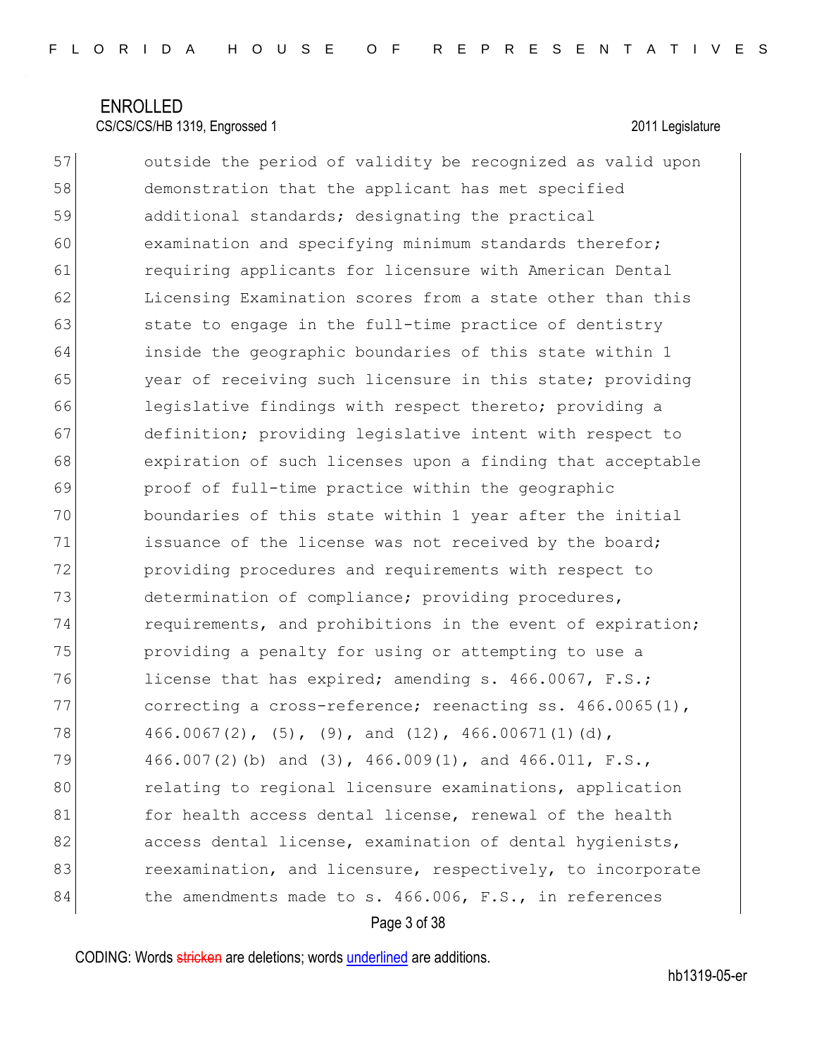ENROLLED

CS/CS/CS/HB 1319, Engrossed 1 2011 Legislature

57 outside the period of validity be recognized as valid upon
58 demonstration that the applicant has met specified
59 additional standards; designating the practical
60 examination and specifying minimum standards therefor;
61 requiring applicants for licensure with American Dental
62 Licensing Examination scores from a state other than this
63 state to engage in the full-time practice of dentistry
64 inside the geographic boundaries of this state within 1
65 year of receiving such licensure in this state; providing
66 legislative findings with respect thereto; providing a
67 definition; providing legislative intent with respect to
68 expiration of such licenses upon a finding that acceptable
69 proof of full-time practice within the geographic
70 boundaries of this state within 1 year after the initial
71 issuance of the license was not received by the board;
72 providing procedures and requirements with respect to
73 determination of compliance; providing procedures,
74 requirements, and prohibitions in the event of expiration;
75 providing a penalty for using or attempting to use a
76 license that has expired; amending s. 466.0067, F.S.;
77 correcting a cross-reference; reenacting ss. 466.0065(1),
78 466.0067(2), (5), (9), and (12), 466.00671(1)(d),
79 466.007(2)(b) and (3), 466.009(1), and 466.011, F.S.,
80 relating to regional licensure examinations, application
81 for health access dental license, renewal of the health
82 access dental license, examination of dental hygienists,
83 reexamination, and licensure, respectively, to incorporate
84 the amendments made to s. 466.006, F.S., in references

CODING: Words stricken are deletions; words underlined are additions.

hb1319-05-er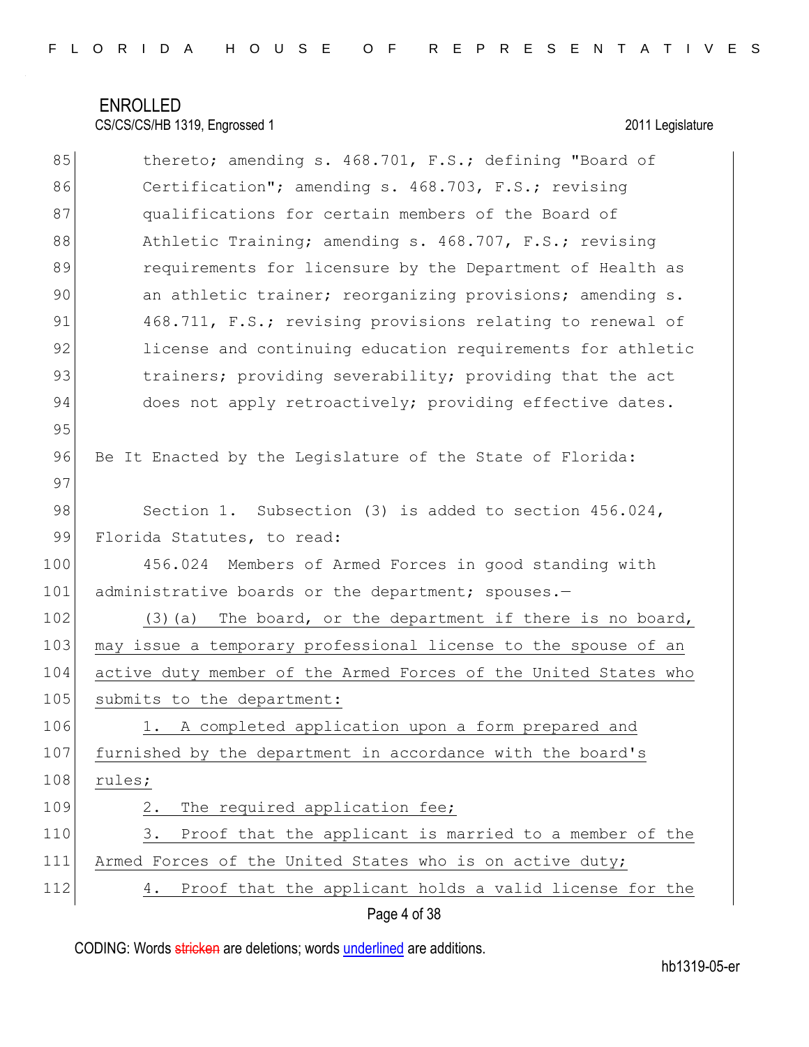thereto; amending s. 468.701, F.S.; defining "Board of Certification"; amending s. 468.703, F.S.; revising qualifications for certain members of the Board of Athletic Training; amending s. 468.707, F.S.; revising requirements for licensure by the Department of Health as an athletic trainer; reorganizing provisions; amending s. 468.711, F.S.; revising provisions relating to renewal of license and continuing education requirements for athletic trainers; providing severability; providing that the act does not apply retroactively; providing effective dates.

Be It Enacted by the Legislature of the State of Florida:

Section 1. Subsection (3) is added to section 456.024, Florida Statutes, to read:

456.024 Members of Armed Forces in good standing with administrative boards or the department; spouses.—

(3)(a) The board, or the department if there is no board, may issue a temporary professional license to the spouse of an active duty member of the Armed Forces of the United States who submits to the department:

1. A completed application upon a form prepared and furnished by the department in accordance with the board's rules;

2. The required application fee;

3. Proof that the applicant is married to a member of the Armed Forces of the United States who is on active duty;

4. Proof that the applicant holds a valid license for the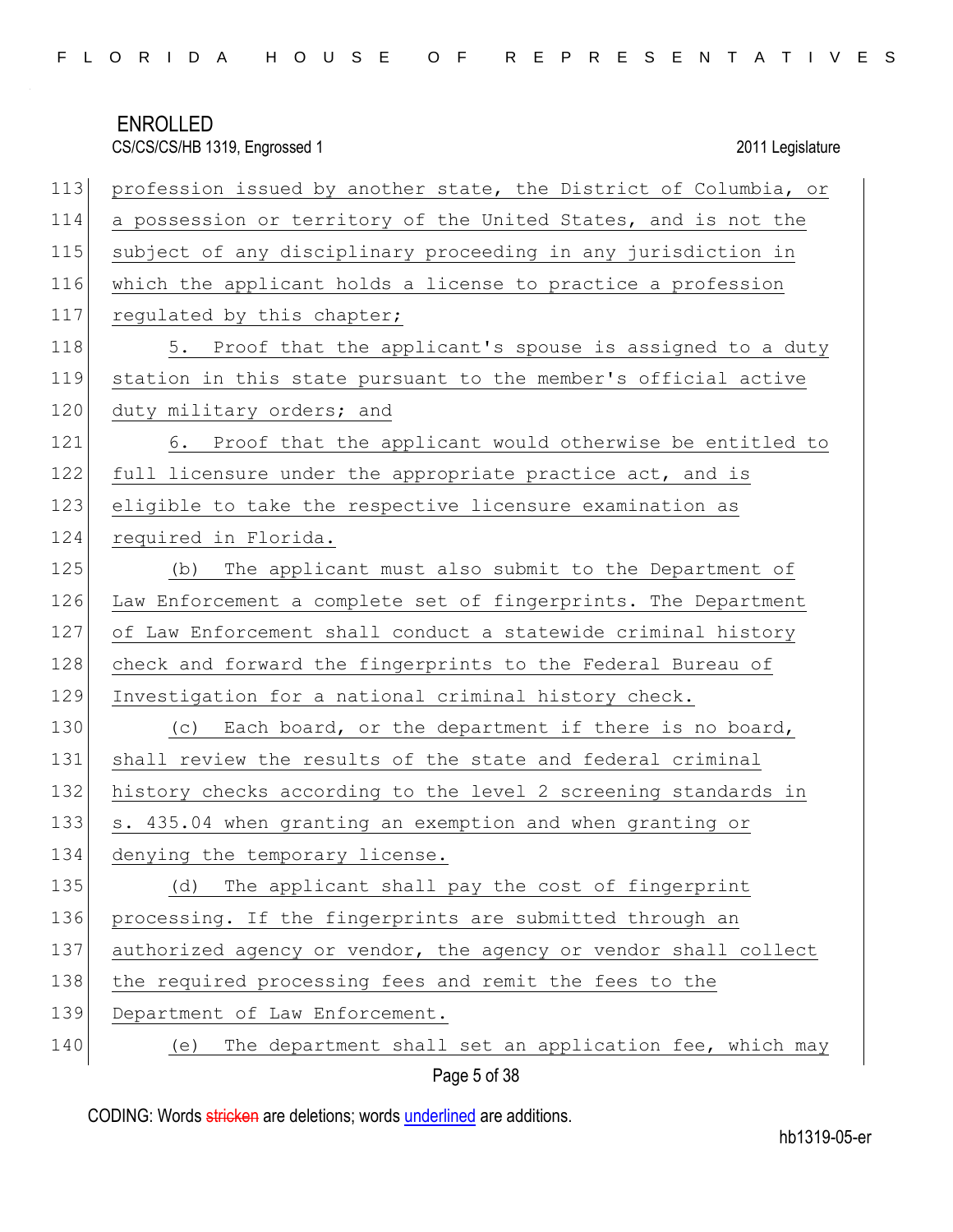ENROLLED

CS/CS/CS/HB 1319, Engrossed 1 2011 Legislature

113 profession issued by another state, the District of Columbia, or
114 a possession or territory of the United States, and is not the
115 subject of any disciplinary proceeding in any jurisdiction in
116 which the applicant holds a license to practice a profession
117 regulated by this chapter;

118 5. Proof that the applicant's spouse is assigned to a duty
119 station in this state pursuant to the member's official active
120 duty military orders; and

121 6. Proof that the applicant would otherwise be entitled to
122 full licensure under the appropriate practice act, and is
123 eligible to take the respective licensure examination as
124 required in Florida.

125 (b) The applicant must also submit to the Department of
126 Law Enforcement a complete set of fingerprints. The Department
127 of Law Enforcement shall conduct a statewide criminal history
128 check and forward the fingerprints to the Federal Bureau of
129 Investigation for a national criminal history check.

130 (c) Each board, or the department if there is no board,
131 shall review the results of the state and federal criminal
132 history checks according to the level 2 screening standards in
133 s. 435.04 when granting an exemption and when granting or
134 denying the temporary license.

135 (d) The applicant shall pay the cost of fingerprint
136 processing. If the fingerprints are submitted through an
137 authorized agency or vendor, the agency or vendor shall collect
138 the required processing fees and remit the fees to the
139 Department of Law Enforcement.

140 (e) The department shall set an application fee, which may

CODING: Words stricken are deletions; words underlined are additions.

hb1319-05-er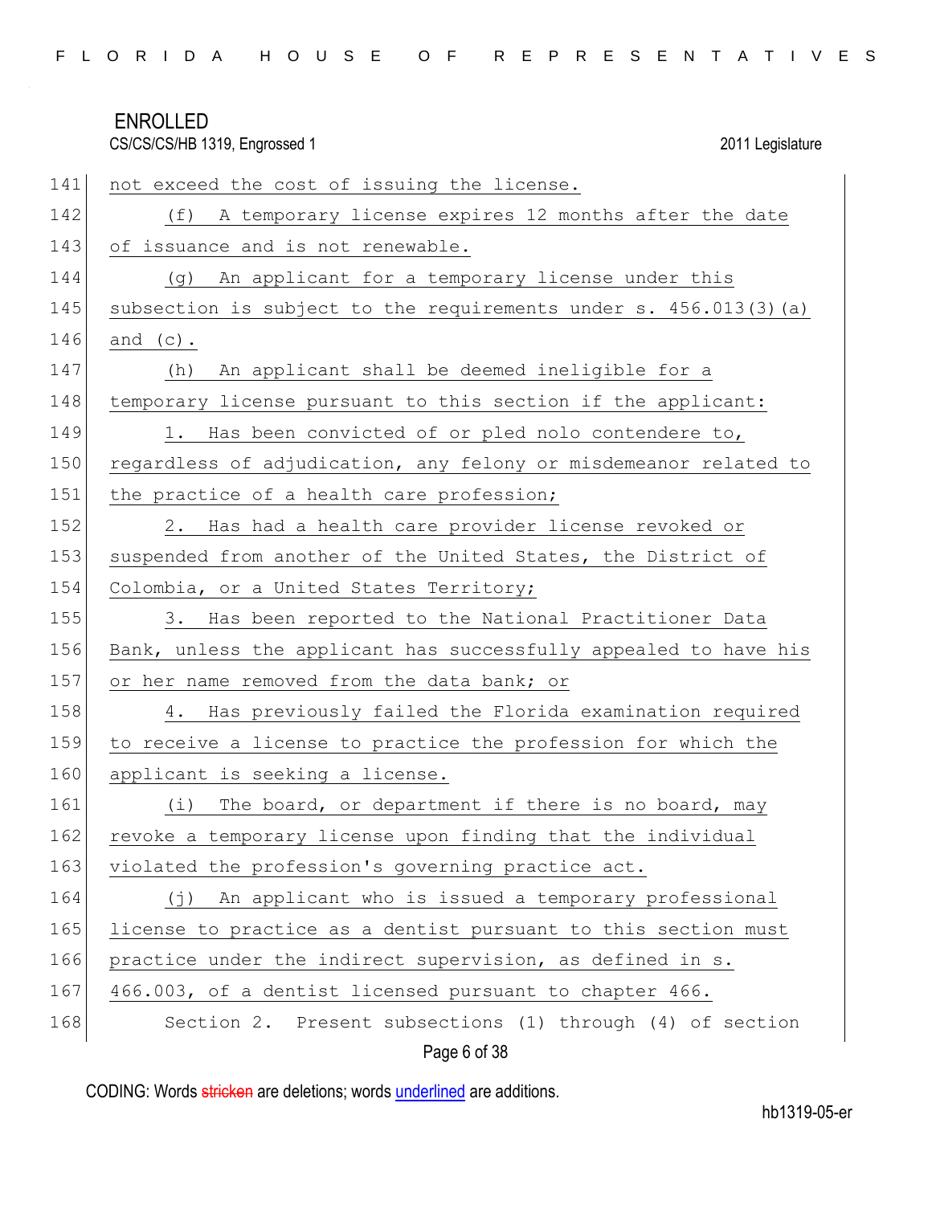not exceed the cost of issuing the license.

(f) A temporary license expires 12 months after the date of issuance and is not renewable.

(g) An applicant for a temporary license under this subsection is subject to the requirements under s. 456.013(3)(a) and (c).

(h) An applicant shall be deemed ineligible for a temporary license pursuant to this section if the applicant:

1. Has been convicted of or pled nolo contendere to, regardless of adjudication, any felony or misdemeanor related to the practice of a health care profession;

2. Has had a health care provider license revoked or suspended from another of the United States, the District of Colombia, or a United States Territory;

3. Has been reported to the National Practitioner Data Bank, unless the applicant has successfully appealed to have his or her name removed from the data bank; or

4. Has previously failed the Florida examination required to receive a license to practice the profession for which the applicant is seeking a license.

(i) The board, or department if there is no board, may revoke a temporary license upon finding that the individual violated the profession's governing practice act.

(j) An applicant who is issued a temporary professional license to practice as a dentist pursuant to this section must practice under the indirect supervision, as defined in s. 466.003, of a dentist licensed pursuant to chapter 466.

Section 2. Present subsections (1) through (4) of section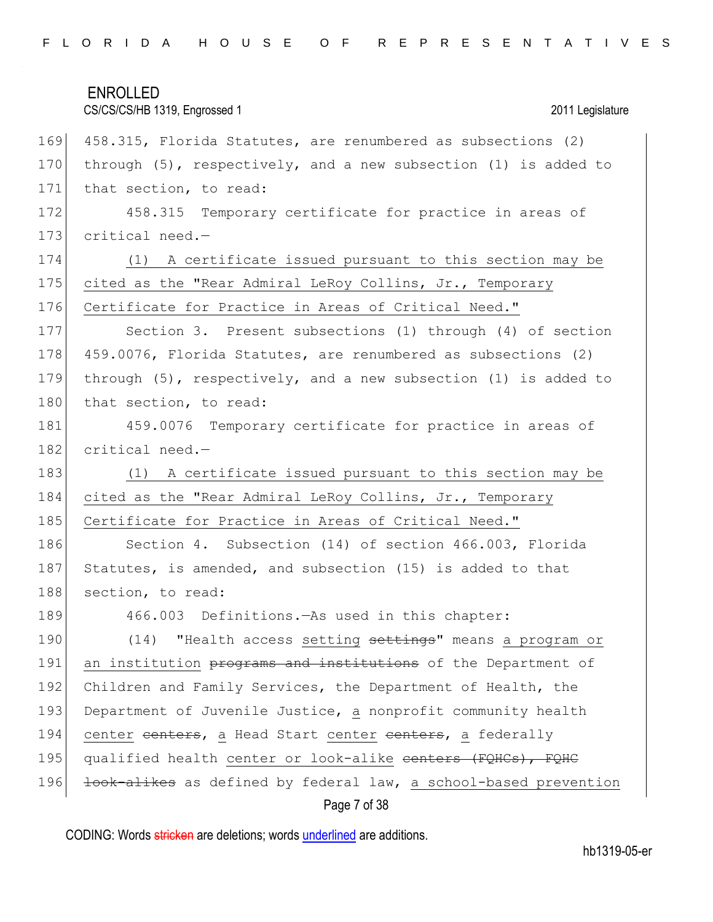458.315, Florida Statutes, are renumbered as subsections (2) through (5), respectively, and a new subsection (1) is added to that section, to read:

458.315 Temporary certificate for practice in areas of critical need.—

<u>(1) A certificate issued pursuant to this section may be cited as the "Rear Admiral LeRoy Collins, Jr., Temporary Certificate for Practice in Areas of Critical Need."</u>

Section 3. Present subsections (1) through (4) of section 459.0076, Florida Statutes, are renumbered as subsections (2) through (5), respectively, and a new subsection (1) is added to that section, to read:

459.0076 Temporary certificate for practice in areas of critical need.—

<u>(1) A certificate issued pursuant to this section may be cited as the "Rear Admiral LeRoy Collins, Jr., Temporary Certificate for Practice in Areas of Critical Need."</u>

Section 4. Subsection (14) of section 466.003, Florida Statutes, is amended, and subsection (15) is added to that section, to read:

466.003 Definitions.—As used in this chapter:

(14) "Health access <u>setting</u> ~~settings~~" means <u>a program or an institution</u> ~~programs and institutions~~ of the Department of Children and Family Services, the Department of Health, the Department of Juvenile Justice, <u>a</u> nonprofit community health <u>center</u> ~~centers~~, <u>a</u> Head Start <u>center</u> ~~centers~~, <u>a</u> federally qualified health <u>center or look-alike</u> ~~centers (FQHCs), FQHC look-alikes~~ as defined by federal law, <u>a school-based prevention</u>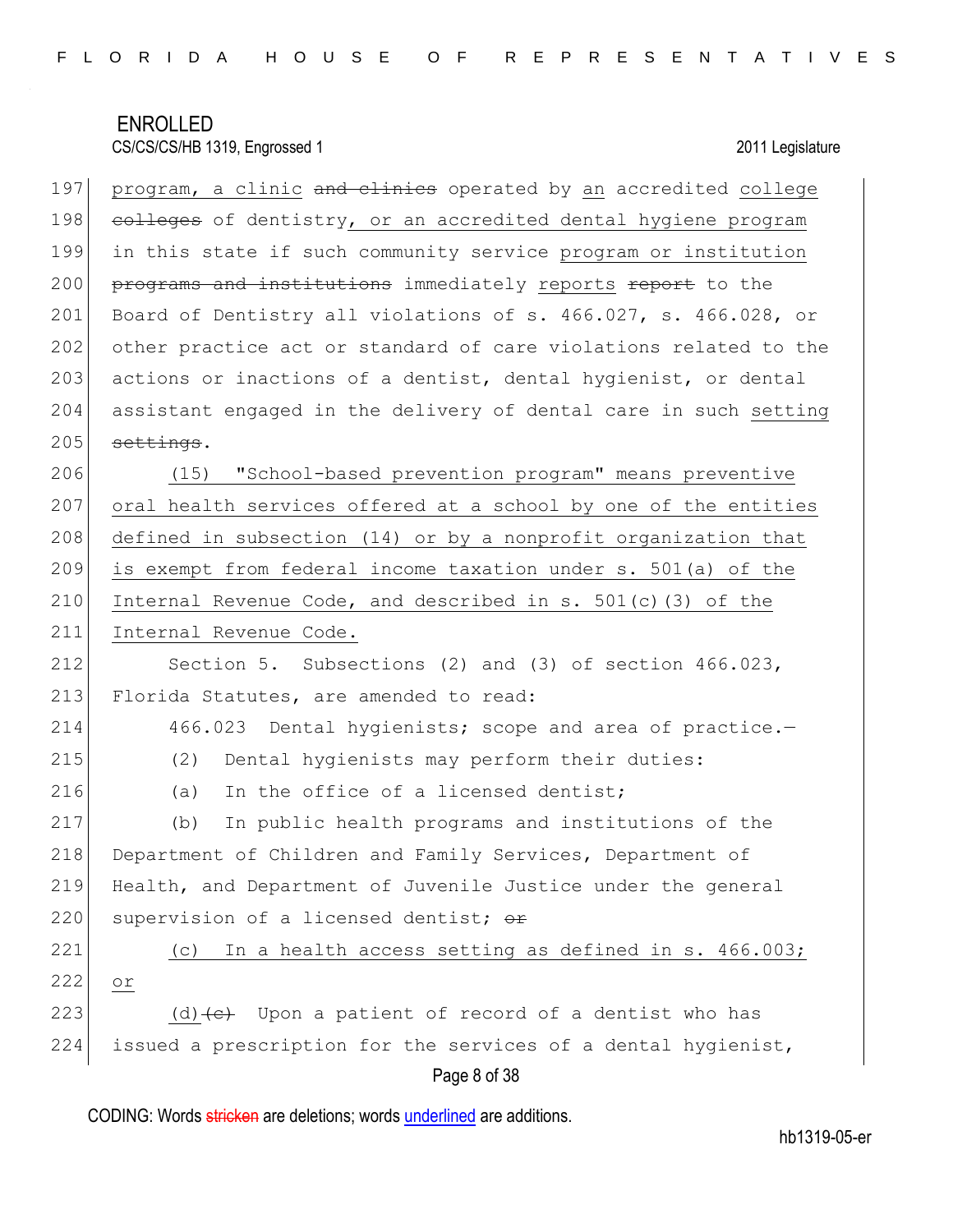program, a clinic ~~and clinics~~ operated by an accredited college ~~colleges~~ of dentistry, or an accredited dental hygiene program in this state if such community service program or institution ~~programs and institutions~~ immediately reports ~~report~~ to the Board of Dentistry all violations of s. 466.027, s. 466.028, or other practice act or standard of care violations related to the actions or inactions of a dentist, dental hygienist, or dental assistant engaged in the delivery of dental care in such setting ~~settings~~.

(15) "School-based prevention program" means preventive oral health services offered at a school by one of the entities defined in subsection (14) or by a nonprofit organization that is exempt from federal income taxation under s. 501(a) of the Internal Revenue Code, and described in s. 501(c)(3) of the Internal Revenue Code.

Section 5. Subsections (2) and (3) of section 466.023, Florida Statutes, are amended to read:

466.023 Dental hygienists; scope and area of practice.—

(2) Dental hygienists may perform their duties:

(a) In the office of a licensed dentist;

(b) In public health programs and institutions of the Department of Children and Family Services, Department of Health, and Department of Juvenile Justice under the general supervision of a licensed dentist; ~~or~~

(c) In a health access setting as defined in s. 466.003; or

(d)~~(c)~~ Upon a patient of record of a dentist who has issued a prescription for the services of a dental hygienist,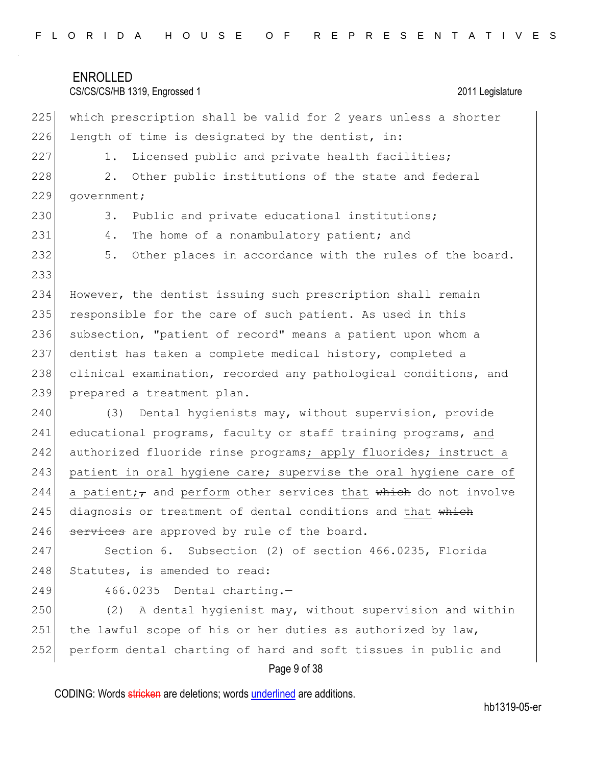which prescription shall be valid for 2 years unless a shorter length of time is designated by the dentist, in:

1. Licensed public and private health facilities;

2. Other public institutions of the state and federal government;

3. Public and private educational institutions;

4. The home of a nonambulatory patient; and

5. Other places in accordance with the rules of the board.

However, the dentist issuing such prescription shall remain responsible for the care of such patient. As used in this subsection, "patient of record" means a patient upon whom a dentist has taken a complete medical history, completed a clinical examination, recorded any pathological conditions, and prepared a treatment plan.

(3) Dental hygienists may, without supervision, provide educational programs, faculty or staff training programs, <u>and</u> authorized fluoride rinse programs<u>; apply fluorides; instruct a patient in oral hygiene care; supervise the oral hygiene care of a patient;</u> ~~,~~ and <u>perform</u> other services <u>that</u> ~~which~~ do not involve diagnosis or treatment of dental conditions and <u>that</u> ~~which services~~ are approved by rule of the board.

Section 6. Subsection (2) of section 466.0235, Florida Statutes, is amended to read:

466.0235 Dental charting.—

(2) A dental hygienist may, without supervision and within the lawful scope of his or her duties as authorized by law, perform dental charting of hard and soft tissues in public and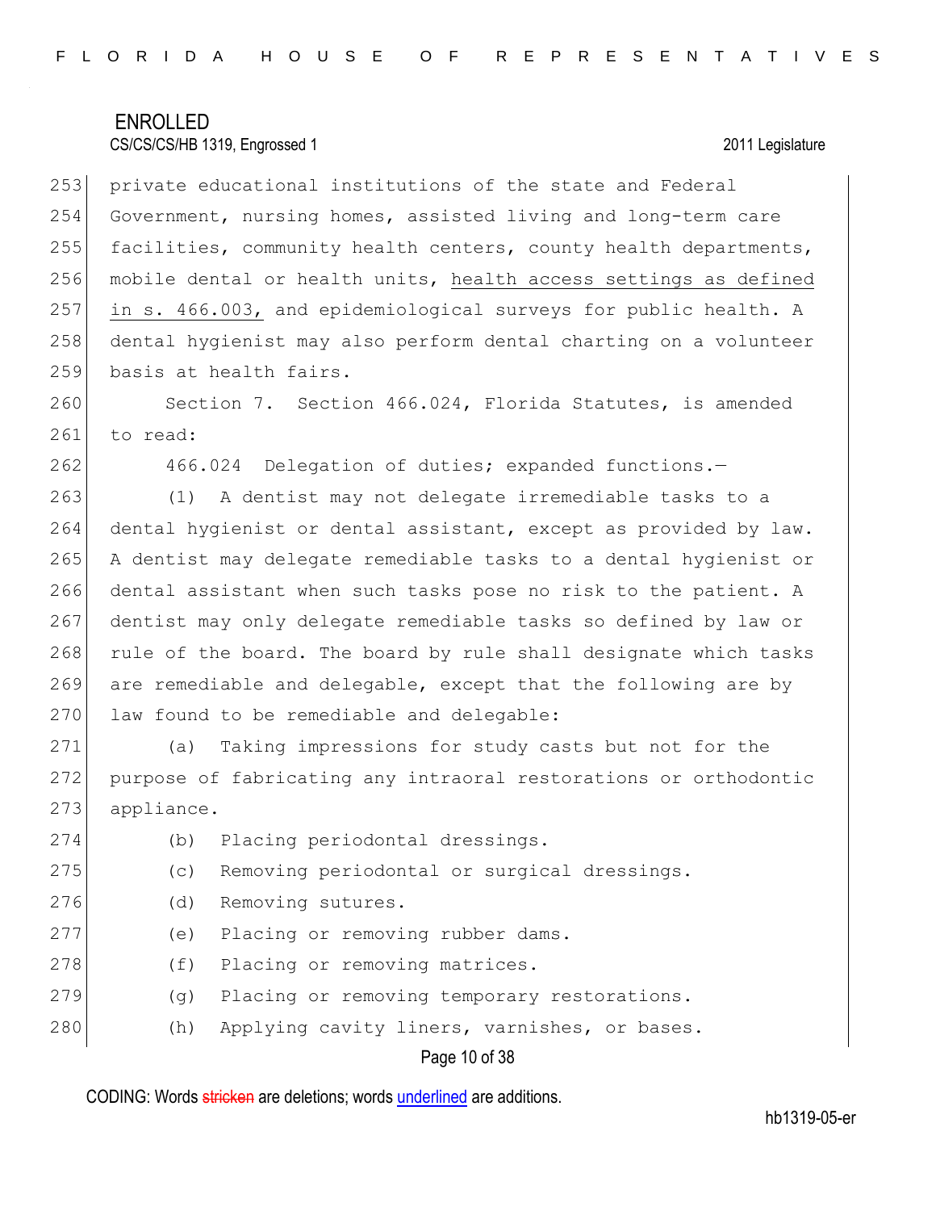private educational institutions of the state and Federal Government, nursing homes, assisted living and long-term care facilities, community health centers, county health departments, mobile dental or health units, health access settings as defined in s. 466.003, and epidemiological surveys for public health. A dental hygienist may also perform dental charting on a volunteer basis at health fairs.

Section 7. Section 466.024, Florida Statutes, is amended to read:

466.024 Delegation of duties; expanded functions.—

(1) A dentist may not delegate irremediable tasks to a dental hygienist or dental assistant, except as provided by law. A dentist may delegate remediable tasks to a dental hygienist or dental assistant when such tasks pose no risk to the patient. A dentist may only delegate remediable tasks so defined by law or rule of the board. The board by rule shall designate which tasks are remediable and delegable, except that the following are by law found to be remediable and delegable:

(a) Taking impressions for study casts but not for the purpose of fabricating any intraoral restorations or orthodontic appliance.

(b) Placing periodontal dressings.

(c) Removing periodontal or surgical dressings.

(d) Removing sutures.

(e) Placing or removing rubber dams.

(f) Placing or removing matrices.

(g) Placing or removing temporary restorations.

(h) Applying cavity liners, varnishes, or bases.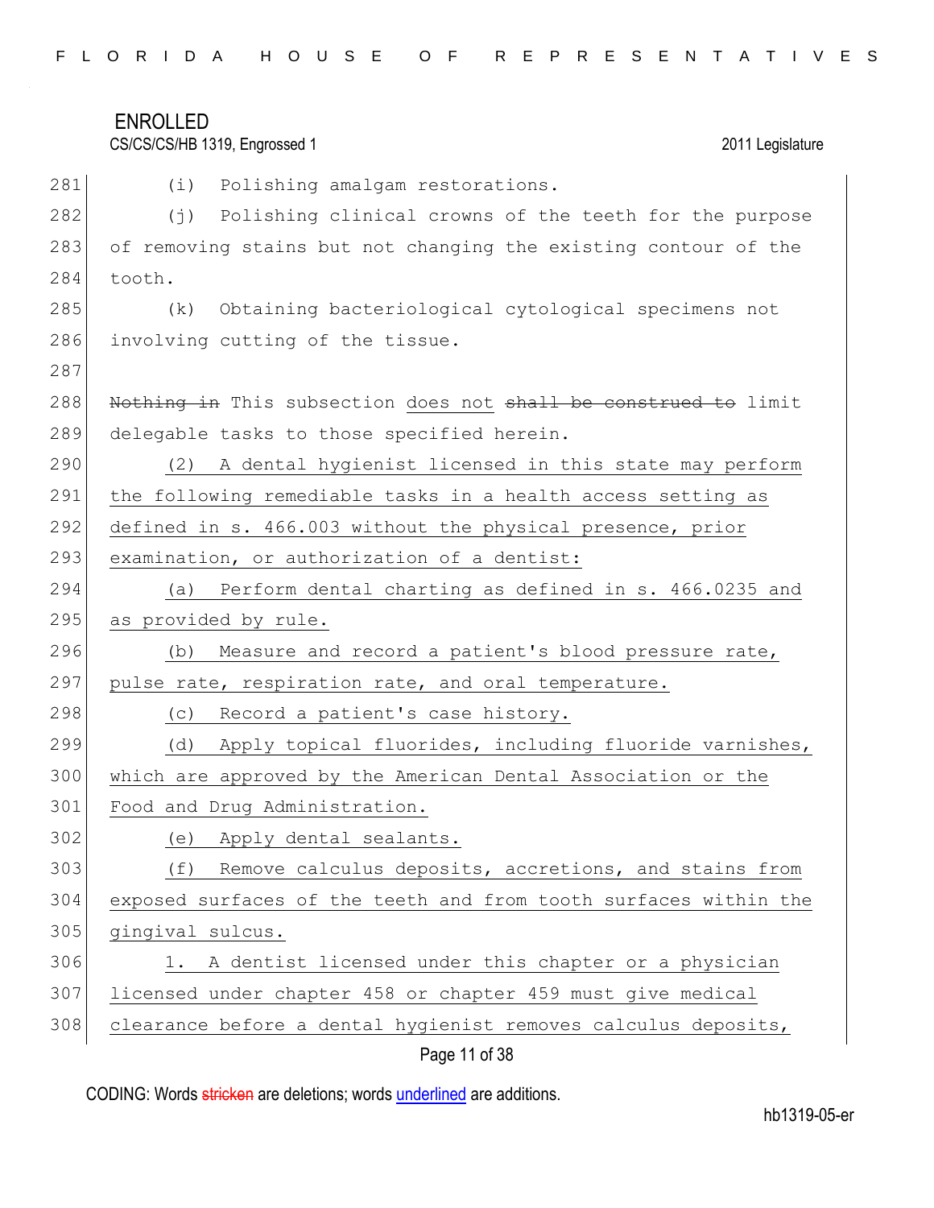(i) Polishing amalgam restorations.

(j) Polishing clinical crowns of the teeth for the purpose of removing stains but not changing the existing contour of the tooth.

(k) Obtaining bacteriological cytological specimens not involving cutting of the tissue.

~~Nothing in~~ This subsection does not ~~shall be construed to~~ limit delegable tasks to those specified herein.

(2) A dental hygienist licensed in this state may perform the following remediable tasks in a health access setting as defined in s. 466.003 without the physical presence, prior examination, or authorization of a dentist:

(a) Perform dental charting as defined in s. 466.0235 and as provided by rule.

(b) Measure and record a patient's blood pressure rate, pulse rate, respiration rate, and oral temperature.

(c) Record a patient's case history.

(d) Apply topical fluorides, including fluoride varnishes, which are approved by the American Dental Association or the Food and Drug Administration.

(e) Apply dental sealants.

(f) Remove calculus deposits, accretions, and stains from exposed surfaces of the teeth and from tooth surfaces within the gingival sulcus.

1. A dentist licensed under this chapter or a physician licensed under chapter 458 or chapter 459 must give medical clearance before a dental hygienist removes calculus deposits,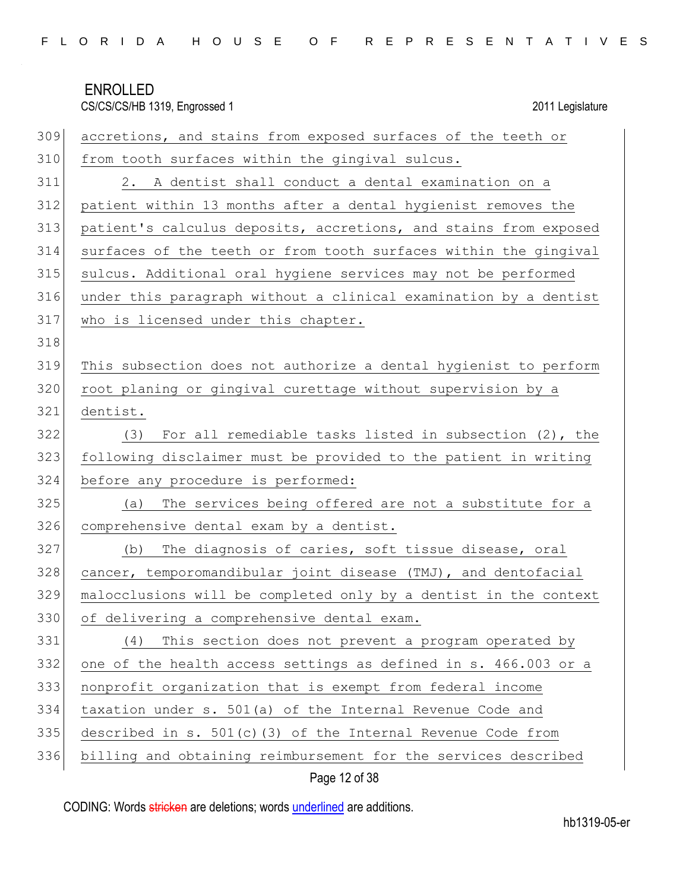accretions, and stains from exposed surfaces of the teeth or from tooth surfaces within the gingival sulcus.

2. A dentist shall conduct a dental examination on a patient within 13 months after a dental hygienist removes the patient's calculus deposits, accretions, and stains from exposed surfaces of the teeth or from tooth surfaces within the gingival sulcus. Additional oral hygiene services may not be performed under this paragraph without a clinical examination by a dentist who is licensed under this chapter.

This subsection does not authorize a dental hygienist to perform root planing or gingival curettage without supervision by a dentist.

(3) For all remediable tasks listed in subsection (2), the following disclaimer must be provided to the patient in writing before any procedure is performed:

(a) The services being offered are not a substitute for a comprehensive dental exam by a dentist.

(b) The diagnosis of caries, soft tissue disease, oral cancer, temporomandibular joint disease (TMJ), and dentofacial malocclusions will be completed only by a dentist in the context of delivering a comprehensive dental exam.

(4) This section does not prevent a program operated by one of the health access settings as defined in s. 466.003 or a nonprofit organization that is exempt from federal income taxation under s. 501(a) of the Internal Revenue Code and described in s. 501(c)(3) of the Internal Revenue Code from billing and obtaining reimbursement for the services described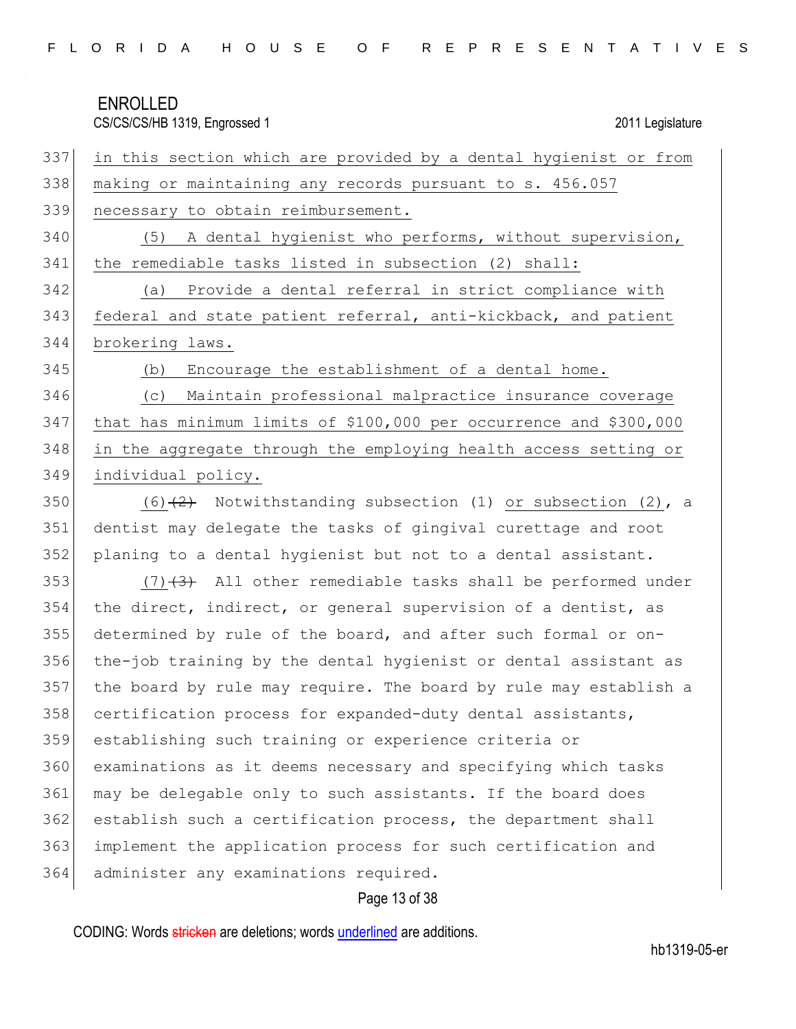in this section which are provided by a dental hygienist or from making or maintaining any records pursuant to s. 456.057 necessary to obtain reimbursement.

(5) A dental hygienist who performs, without supervision, the remediable tasks listed in subsection (2) shall:

(a) Provide a dental referral in strict compliance with federal and state patient referral, anti-kickback, and patient brokering laws.

(b) Encourage the establishment of a dental home.

(c) Maintain professional malpractice insurance coverage that has minimum limits of $100,000 per occurrence and $300,000 in the aggregate through the employing health access setting or individual policy.

(6) ~~(2)~~ Notwithstanding subsection (1) or subsection (2), a dentist may delegate the tasks of gingival curettage and root planing to a dental hygienist but not to a dental assistant.

(7) ~~(3)~~ All other remediable tasks shall be performed under the direct, indirect, or general supervision of a dentist, as determined by rule of the board, and after such formal or on-the-job training by the dental hygienist or dental assistant as the board by rule may require. The board by rule may establish a certification process for expanded-duty dental assistants, establishing such training or experience criteria or examinations as it deems necessary and specifying which tasks may be delegable only to such assistants. If the board does establish such a certification process, the department shall implement the application process for such certification and administer any examinations required.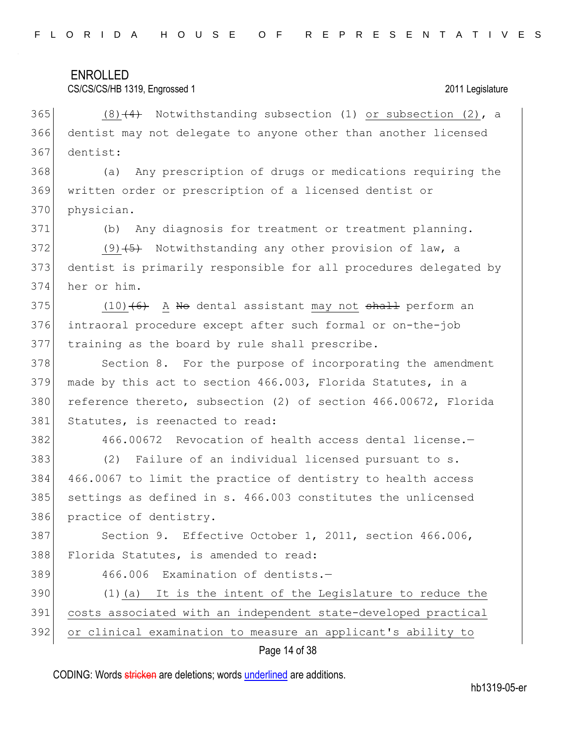(8) ~~(4)~~ Notwithstanding subsection (1) <u>or subsection (2)</u>, a dentist may not delegate to anyone other than another licensed dentist:

(a) Any prescription of drugs or medications requiring the written order or prescription of a licensed dentist or physician.

(b) Any diagnosis for treatment or treatment planning.

<u>(9)</u> ~~(5)~~ Notwithstanding any other provision of law, a dentist is primarily responsible for all procedures delegated by her or him.

<u>(10)</u> ~~(6)~~ <u>A</u> ~~No~~ dental assistant <u>may not</u> ~~shall~~ perform an intraoral procedure except after such formal or on-the-job training as the board by rule shall prescribe.

Section 8. For the purpose of incorporating the amendment made by this act to section 466.003, Florida Statutes, in a reference thereto, subsection (2) of section 466.00672, Florida Statutes, is reenacted to read:

466.00672 Revocation of health access dental license.—

(2) Failure of an individual licensed pursuant to s. 466.0067 to limit the practice of dentistry to health access settings as defined in s. 466.003 constitutes the unlicensed practice of dentistry.

Section 9. Effective October 1, 2011, section 466.006, Florida Statutes, is amended to read:

466.006 Examination of dentists.—

(1) <u>(a) It is the intent of the Legislature to reduce the costs associated with an independent state-developed practical or clinical examination to measure an applicant's ability to</u>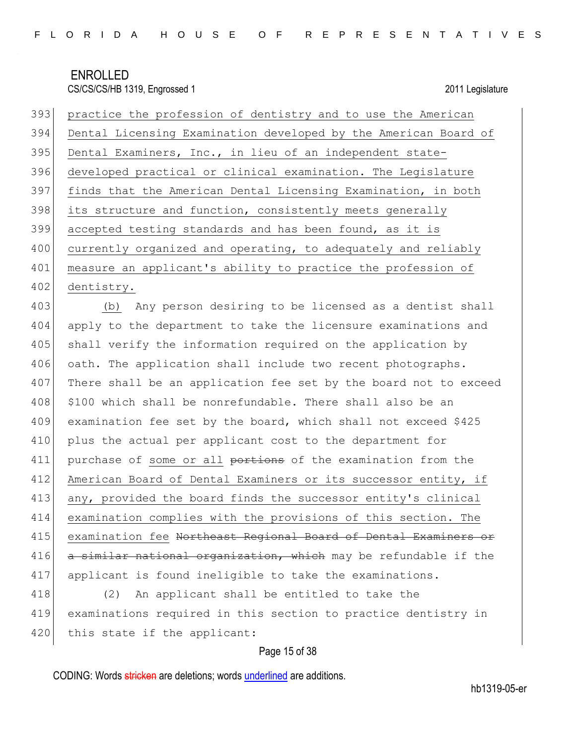practice the profession of dentistry and to use the American Dental Licensing Examination developed by the American Board of Dental Examiners, Inc., in lieu of an independent state-developed practical or clinical examination. The Legislature finds that the American Dental Licensing Examination, in both its structure and function, consistently meets generally accepted testing standards and has been found, as it is currently organized and operating, to adequately and reliably measure an applicant's ability to practice the profession of dentistry.

(b) Any person desiring to be licensed as a dentist shall apply to the department to take the licensure examinations and shall verify the information required on the application by oath. The application shall include two recent photographs. There shall be an application fee set by the board not to exceed $100 which shall be nonrefundable. There shall also be an examination fee set by the board, which shall not exceed $425 plus the actual per applicant cost to the department for purchase of some or all ~~portions~~ of the examination from the American Board of Dental Examiners or its successor entity, if any, provided the board finds the successor entity's clinical examination complies with the provisions of this section. The examination fee ~~Northeast Regional Board of Dental Examiners or a similar national organization, which~~ may be refundable if the applicant is found ineligible to take the examinations.

(2) An applicant shall be entitled to take the examinations required in this section to practice dentistry in this state if the applicant: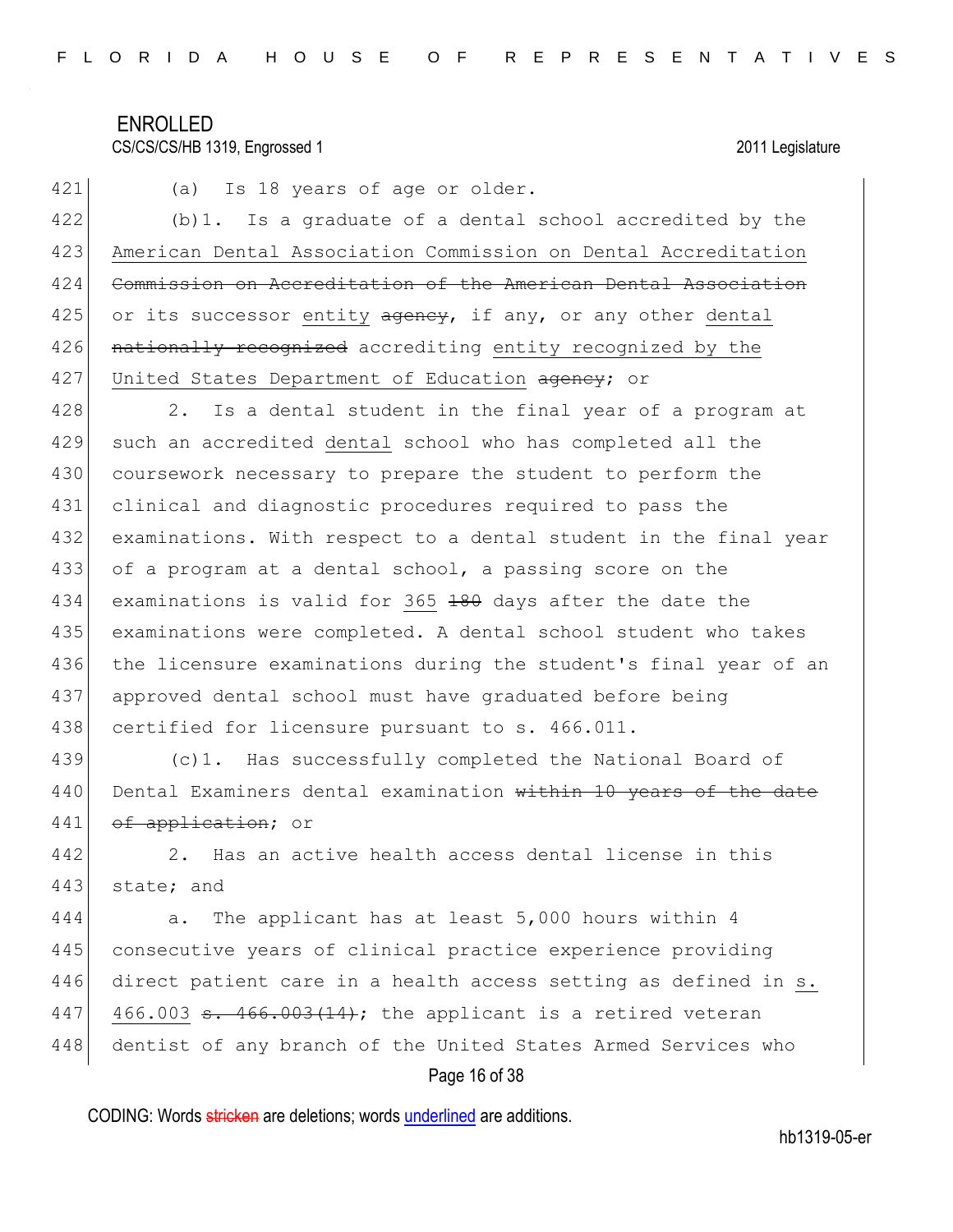(a) Is 18 years of age or older.

(b)1. Is a graduate of a dental school accredited by the American Dental Association Commission on Dental Accreditation ~~Commission on Accreditation of the American Dental Association~~ or its successor entity ~~agency~~, if any, or any other dental ~~nationally recognized~~ accrediting entity recognized by the United States Department of Education ~~agency~~; or

2. Is a dental student in the final year of a program at such an accredited dental school who has completed all the coursework necessary to prepare the student to perform the clinical and diagnostic procedures required to pass the examinations. With respect to a dental student in the final year of a program at a dental school, a passing score on the examinations is valid for 365 ~~180~~ days after the date the examinations were completed. A dental school student who takes the licensure examinations during the student's final year of an approved dental school must have graduated before being certified for licensure pursuant to s. 466.011.

(c)1. Has successfully completed the National Board of Dental Examiners dental examination ~~within 10 years of the date of application~~; or

2. Has an active health access dental license in this state; and

a. The applicant has at least 5,000 hours within 4 consecutive years of clinical practice experience providing direct patient care in a health access setting as defined in s. 466.003 ~~s. 466.003(14)~~; the applicant is a retired veteran dentist of any branch of the United States Armed Services who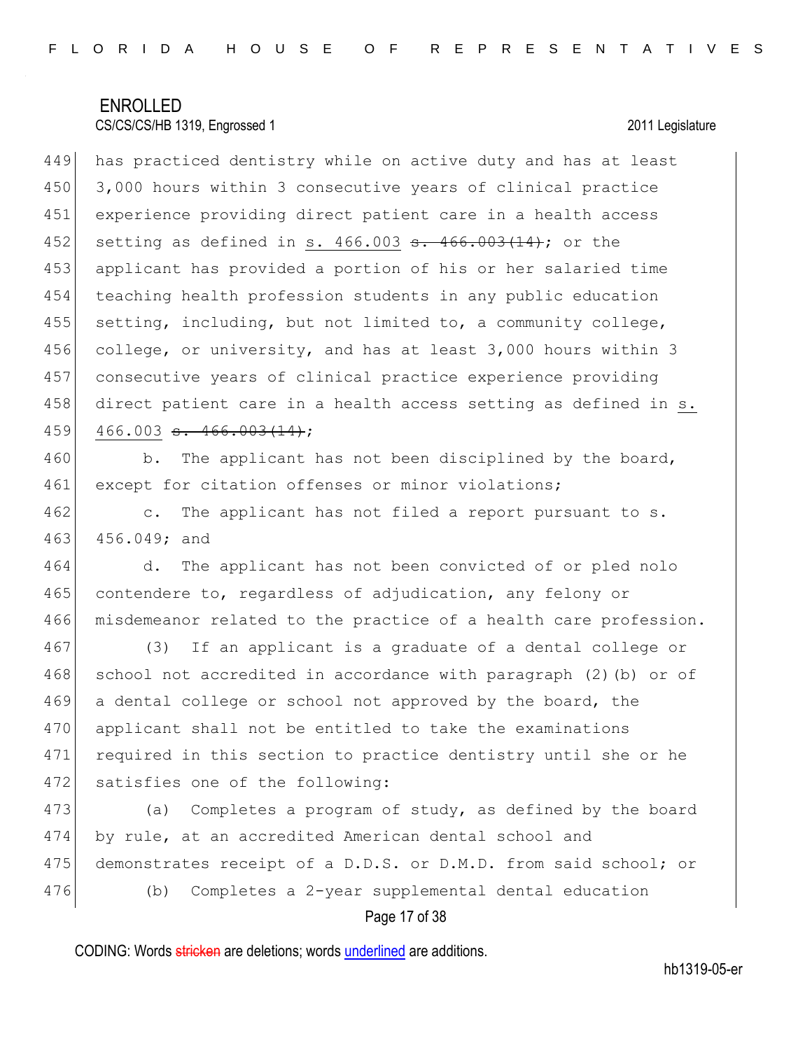has practiced dentistry while on active duty and has at least 3,000 hours within 3 consecutive years of clinical practice experience providing direct patient care in a health access setting as defined in s. 466.003 ~~s. 466.003(14)~~; or the applicant has provided a portion of his or her salaried time teaching health profession students in any public education setting, including, but not limited to, a community college, college, or university, and has at least 3,000 hours within 3 consecutive years of clinical practice experience providing direct patient care in a health access setting as defined in s. 466.003 ~~s. 466.003(14)~~;

b. The applicant has not been disciplined by the board, except for citation offenses or minor violations;

c. The applicant has not filed a report pursuant to s. 456.049; and

d. The applicant has not been convicted of or pled nolo contendere to, regardless of adjudication, any felony or misdemeanor related to the practice of a health care profession.

(3) If an applicant is a graduate of a dental college or school not accredited in accordance with paragraph (2)(b) or of a dental college or school not approved by the board, the applicant shall not be entitled to take the examinations required in this section to practice dentistry until she or he satisfies one of the following:

(a) Completes a program of study, as defined by the board by rule, at an accredited American dental school and demonstrates receipt of a D.D.S. or D.M.D. from said school; or

(b) Completes a 2-year supplemental dental education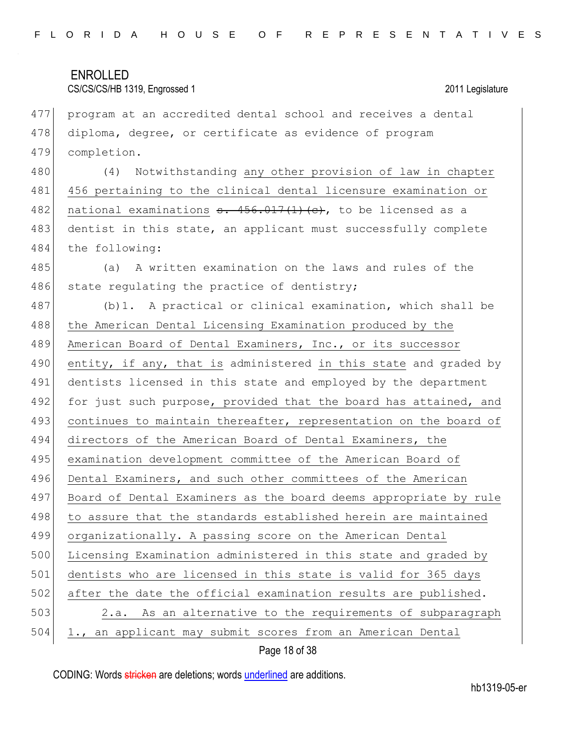program at an accredited dental school and receives a dental diploma, degree, or certificate as evidence of program completion.

(4) Notwithstanding any other provision of law in chapter 456 pertaining to the clinical dental licensure examination or national examinations ~~s. 456.017(1)(c)~~, to be licensed as a dentist in this state, an applicant must successfully complete the following:

(a) A written examination on the laws and rules of the state regulating the practice of dentistry;

(b)1. A practical or clinical examination, which shall be the American Dental Licensing Examination produced by the American Board of Dental Examiners, Inc., or its successor entity, if any, that is administered in this state and graded by dentists licensed in this state and employed by the department for just such purpose, provided that the board has attained, and continues to maintain thereafter, representation on the board of directors of the American Board of Dental Examiners, the examination development committee of the American Board of Dental Examiners, and such other committees of the American Board of Dental Examiners as the board deems appropriate by rule to assure that the standards established herein are maintained organizationally. A passing score on the American Dental Licensing Examination administered in this state and graded by dentists who are licensed in this state is valid for 365 days after the date the official examination results are published.

2.a. As an alternative to the requirements of subparagraph 1., an applicant may submit scores from an American Dental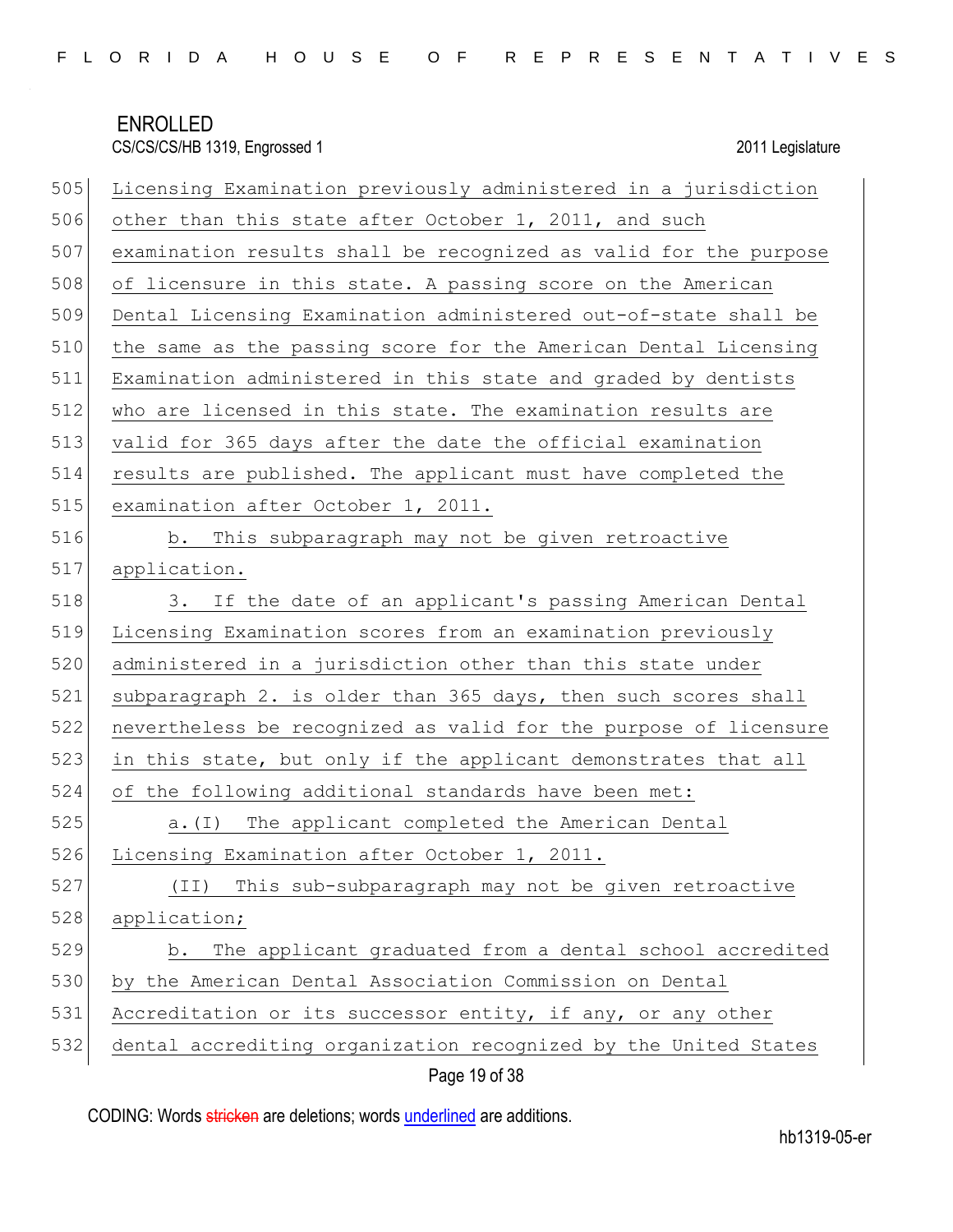Licensing Examination previously administered in a jurisdiction other than this state after October 1, 2011, and such examination results shall be recognized as valid for the purpose of licensure in this state. A passing score on the American Dental Licensing Examination administered out-of-state shall be the same as the passing score for the American Dental Licensing Examination administered in this state and graded by dentists who are licensed in this state. The examination results are valid for 365 days after the date the official examination results are published. The applicant must have completed the examination after October 1, 2011.

b. This subparagraph may not be given retroactive application.

3. If the date of an applicant's passing American Dental Licensing Examination scores from an examination previously administered in a jurisdiction other than this state under subparagraph 2. is older than 365 days, then such scores shall nevertheless be recognized as valid for the purpose of licensure in this state, but only if the applicant demonstrates that all of the following additional standards have been met:

a.(I) The applicant completed the American Dental Licensing Examination after October 1, 2011.

(II) This sub-subparagraph may not be given retroactive application;

b. The applicant graduated from a dental school accredited by the American Dental Association Commission on Dental Accreditation or its successor entity, if any, or any other dental accrediting organization recognized by the United States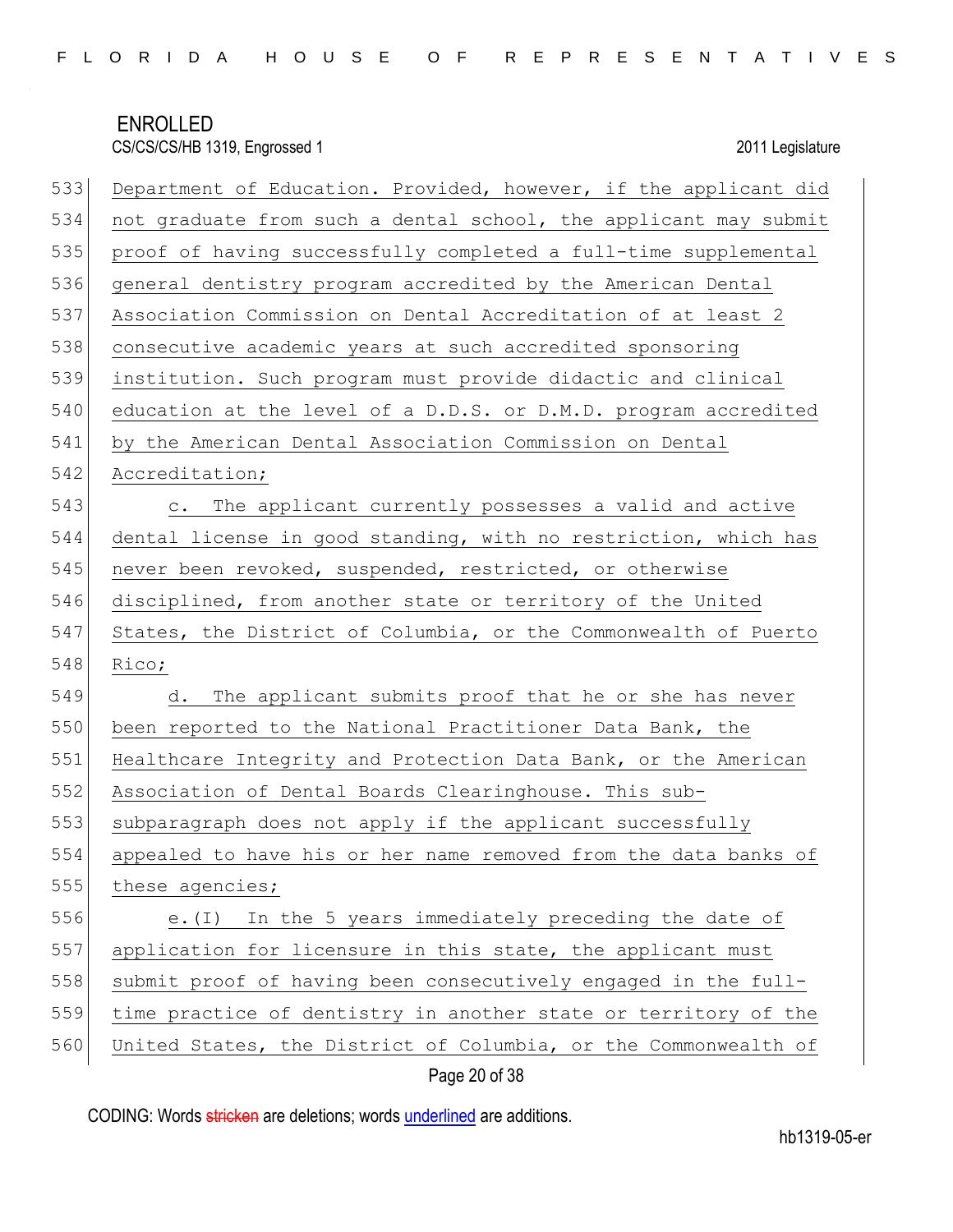Department of Education. Provided, however, if the applicant did not graduate from such a dental school, the applicant may submit proof of having successfully completed a full-time supplemental general dentistry program accredited by the American Dental Association Commission on Dental Accreditation of at least 2 consecutive academic years at such accredited sponsoring institution. Such program must provide didactic and clinical education at the level of a D.D.S. or D.M.D. program accredited by the American Dental Association Commission on Dental Accreditation;

c. The applicant currently possesses a valid and active dental license in good standing, with no restriction, which has never been revoked, suspended, restricted, or otherwise disciplined, from another state or territory of the United States, the District of Columbia, or the Commonwealth of Puerto Rico;

d. The applicant submits proof that he or she has never been reported to the National Practitioner Data Bank, the Healthcare Integrity and Protection Data Bank, or the American Association of Dental Boards Clearinghouse. This sub-subparagraph does not apply if the applicant successfully appealed to have his or her name removed from the data banks of these agencies;

e.(I) In the 5 years immediately preceding the date of application for licensure in this state, the applicant must submit proof of having been consecutively engaged in the full-time practice of dentistry in another state or territory of the United States, the District of Columbia, or the Commonwealth of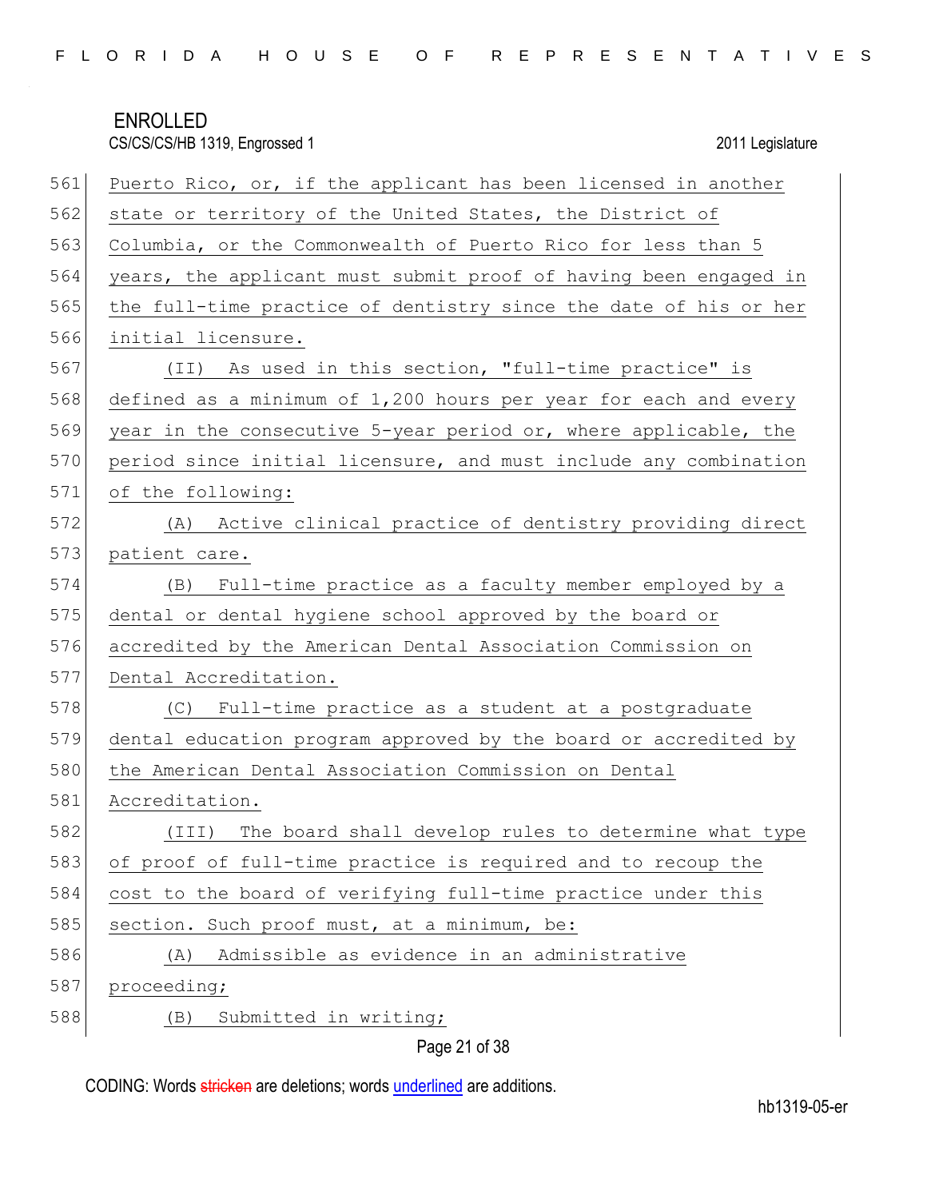Puerto Rico, or, if the applicant has been licensed in another state or territory of the United States, the District of Columbia, or the Commonwealth of Puerto Rico for less than 5 years, the applicant must submit proof of having been engaged in the full-time practice of dentistry since the date of his or her initial licensure.

(II) As used in this section, "full-time practice" is defined as a minimum of 1,200 hours per year for each and every year in the consecutive 5-year period or, where applicable, the period since initial licensure, and must include any combination of the following:

(A) Active clinical practice of dentistry providing direct patient care.

(B) Full-time practice as a faculty member employed by a dental or dental hygiene school approved by the board or accredited by the American Dental Association Commission on Dental Accreditation.

(C) Full-time practice as a student at a postgraduate dental education program approved by the board or accredited by the American Dental Association Commission on Dental Accreditation.

(III) The board shall develop rules to determine what type of proof of full-time practice is required and to recoup the cost to the board of verifying full-time practice under this section. Such proof must, at a minimum, be:

(A) Admissible as evidence in an administrative proceeding;

(B) Submitted in writing;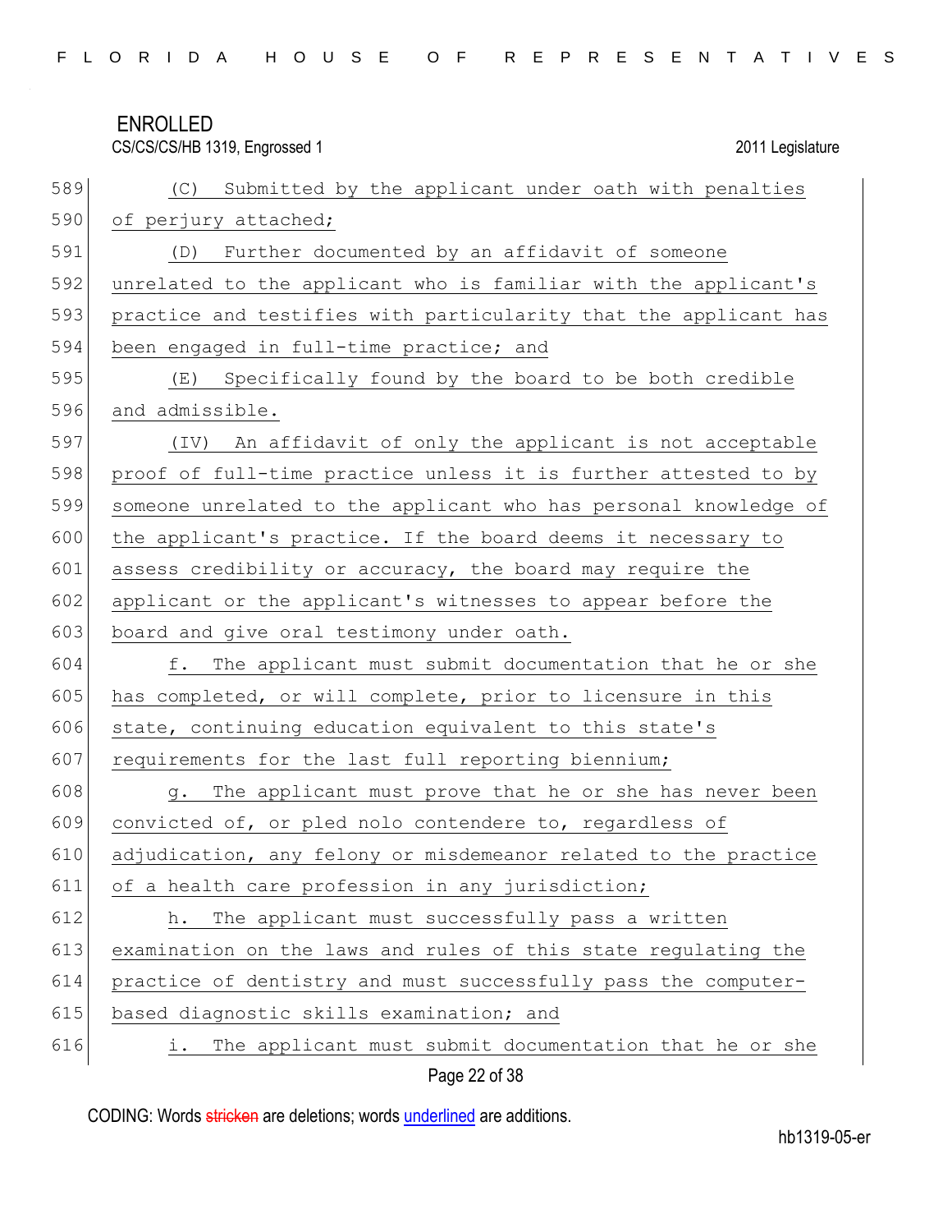(C) Submitted by the applicant under oath with penalties of perjury attached;

(D) Further documented by an affidavit of someone unrelated to the applicant who is familiar with the applicant's practice and testifies with particularity that the applicant has been engaged in full-time practice; and

(E) Specifically found by the board to be both credible and admissible.

(IV) An affidavit of only the applicant is not acceptable proof of full-time practice unless it is further attested to by someone unrelated to the applicant who has personal knowledge of the applicant's practice. If the board deems it necessary to assess credibility or accuracy, the board may require the applicant or the applicant's witnesses to appear before the board and give oral testimony under oath.

f. The applicant must submit documentation that he or she has completed, or will complete, prior to licensure in this state, continuing education equivalent to this state's requirements for the last full reporting biennium;

g. The applicant must prove that he or she has never been convicted of, or pled nolo contendere to, regardless of adjudication, any felony or misdemeanor related to the practice of a health care profession in any jurisdiction;

h. The applicant must successfully pass a written examination on the laws and rules of this state regulating the practice of dentistry and must successfully pass the computer-based diagnostic skills examination; and

i. The applicant must submit documentation that he or she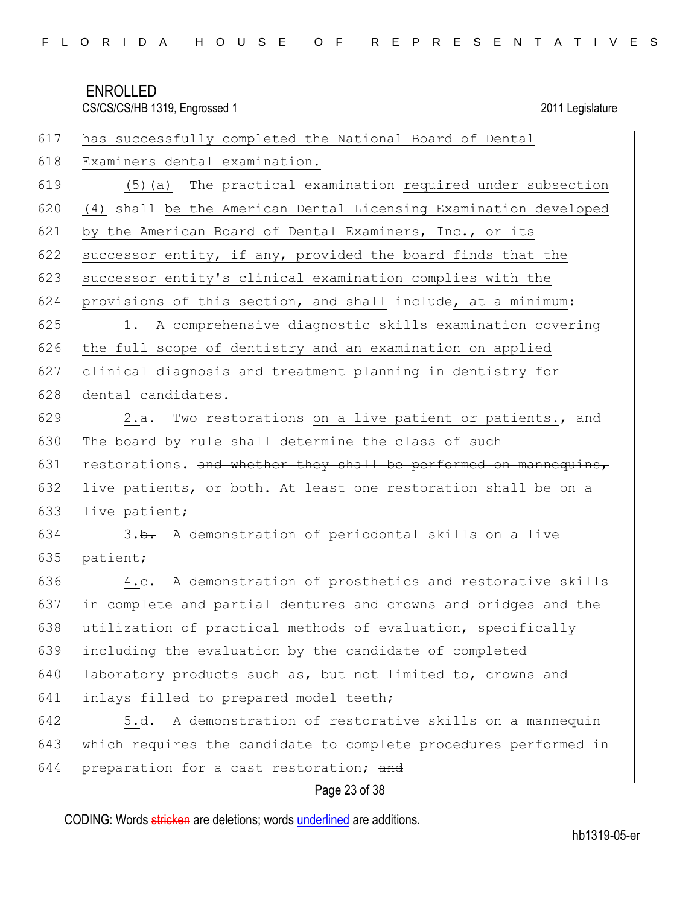617 has successfully completed the National Board of Dental
618 Examiners dental examination.
619 (5)(a) The practical examination required under subsection
620 (4) shall be the American Dental Licensing Examination developed
621 by the American Board of Dental Examiners, Inc., or its
622 successor entity, if any, provided the board finds that the
623 successor entity's clinical examination complies with the
624 provisions of this section, and shall include, at a minimum:
625 1. A comprehensive diagnostic skills examination covering
626 the full scope of dentistry and an examination on applied
627 clinical diagnosis and treatment planning in dentistry for
628 dental candidates.
629 2.~~a.~~ Two restorations on a live patient or patients.~~, and~~
630 The board by rule shall determine the class of such
631 restorations. ~~and whether they shall be performed on mannequins,~~
632 ~~live patients, or both. At least one restoration shall be on a~~
633 ~~live patient~~;
634 3.~~b.~~ A demonstration of periodontal skills on a live
635 patient;
636 4.~~c.~~ A demonstration of prosthetics and restorative skills
637 in complete and partial dentures and crowns and bridges and the
638 utilization of practical methods of evaluation, specifically
639 including the evaluation by the candidate of completed
640 laboratory products such as, but not limited to, crowns and
641 inlays filled to prepared model teeth;
642 5.~~d.~~ A demonstration of restorative skills on a mannequin
643 which requires the candidate to complete procedures performed in
644 preparation for a cast restoration; ~~and~~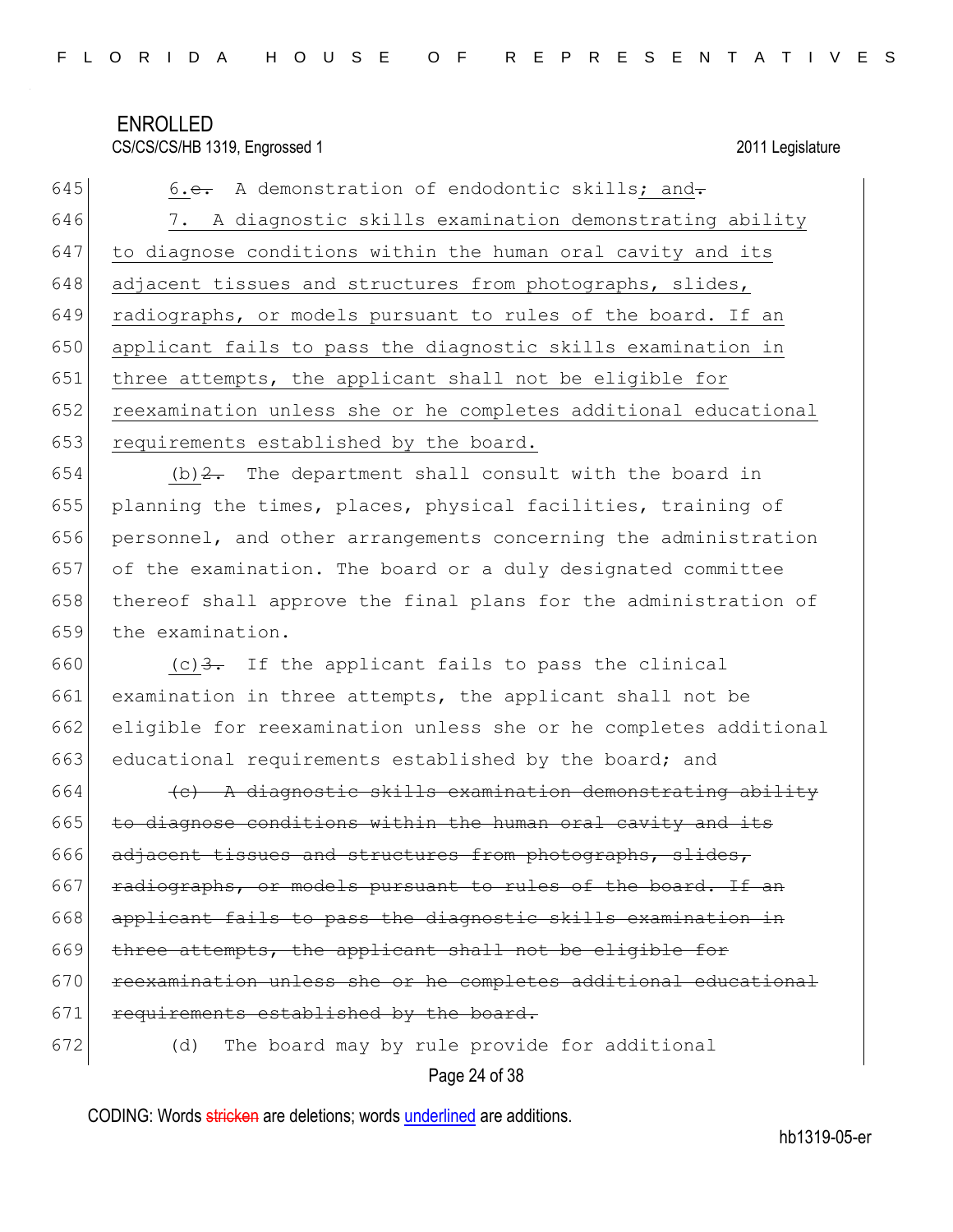645 6.~~e.~~ A demonstration of endodontic skills; and~~.~~

646 7. A diagnostic skills examination demonstrating ability
647 to diagnose conditions within the human oral cavity and its
648 adjacent tissues and structures from photographs, slides,
649 radiographs, or models pursuant to rules of the board. If an
650 applicant fails to pass the diagnostic skills examination in
651 three attempts, the applicant shall not be eligible for
652 reexamination unless she or he completes additional educational
653 requirements established by the board.

654 (b)~~2.~~ The department shall consult with the board in
655 planning the times, places, physical facilities, training of
656 personnel, and other arrangements concerning the administration
657 of the examination. The board or a duly designated committee
658 thereof shall approve the final plans for the administration of
659 the examination.

660 (c)~~3.~~ If the applicant fails to pass the clinical
661 examination in three attempts, the applicant shall not be
662 eligible for reexamination unless she or he completes additional
663 educational requirements established by the board; and

664 ~~(c) A diagnostic skills examination demonstrating ability~~
665 ~~to diagnose conditions within the human oral cavity and its~~
666 ~~adjacent tissues and structures from photographs, slides,~~
667 ~~radiographs, or models pursuant to rules of the board. If an~~
668 ~~applicant fails to pass the diagnostic skills examination in~~
669 ~~three attempts, the applicant shall not be eligible for~~
670 ~~reexamination unless she or he completes additional educational~~
671 ~~requirements established by the board.~~

672 (d) The board may by rule provide for additional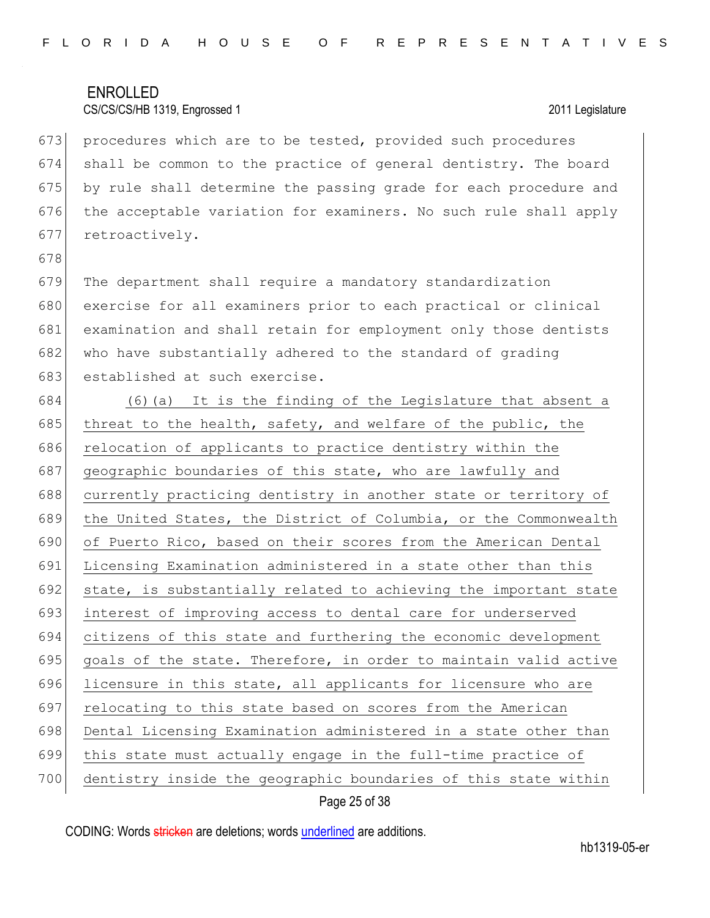procedures which are to be tested, provided such procedures shall be common to the practice of general dentistry. The board by rule shall determine the passing grade for each procedure and the acceptable variation for examiners. No such rule shall apply retroactively.

The department shall require a mandatory standardization exercise for all examiners prior to each practical or clinical examination and shall retain for employment only those dentists who have substantially adhered to the standard of grading established at such exercise.

(6)(a) It is the finding of the Legislature that absent a threat to the health, safety, and welfare of the public, the relocation of applicants to practice dentistry within the geographic boundaries of this state, who are lawfully and currently practicing dentistry in another state or territory of the United States, the District of Columbia, or the Commonwealth of Puerto Rico, based on their scores from the American Dental Licensing Examination administered in a state other than this state, is substantially related to achieving the important state interest of improving access to dental care for underserved citizens of this state and furthering the economic development goals of the state. Therefore, in order to maintain valid active licensure in this state, all applicants for licensure who are relocating to this state based on scores from the American Dental Licensing Examination administered in a state other than this state must actually engage in the full-time practice of dentistry inside the geographic boundaries of this state within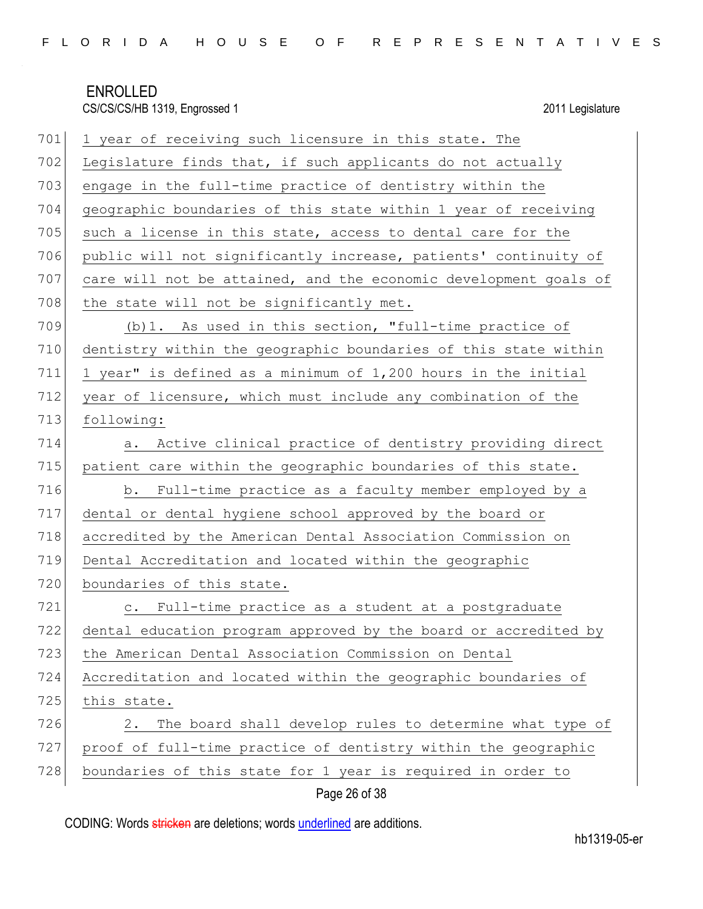1 year of receiving such licensure in this state. The Legislature finds that, if such applicants do not actually engage in the full-time practice of dentistry within the geographic boundaries of this state within 1 year of receiving such a license in this state, access to dental care for the public will not significantly increase, patients' continuity of care will not be attained, and the economic development goals of the state will not be significantly met.

(b)1. As used in this section, "full-time practice of dentistry within the geographic boundaries of this state within 1 year" is defined as a minimum of 1,200 hours in the initial year of licensure, which must include any combination of the following:

a. Active clinical practice of dentistry providing direct patient care within the geographic boundaries of this state.

b. Full-time practice as a faculty member employed by a dental or dental hygiene school approved by the board or accredited by the American Dental Association Commission on Dental Accreditation and located within the geographic boundaries of this state.

c. Full-time practice as a student at a postgraduate dental education program approved by the board or accredited by the American Dental Association Commission on Dental Accreditation and located within the geographic boundaries of this state.

2. The board shall develop rules to determine what type of proof of full-time practice of dentistry within the geographic boundaries of this state for 1 year is required in order to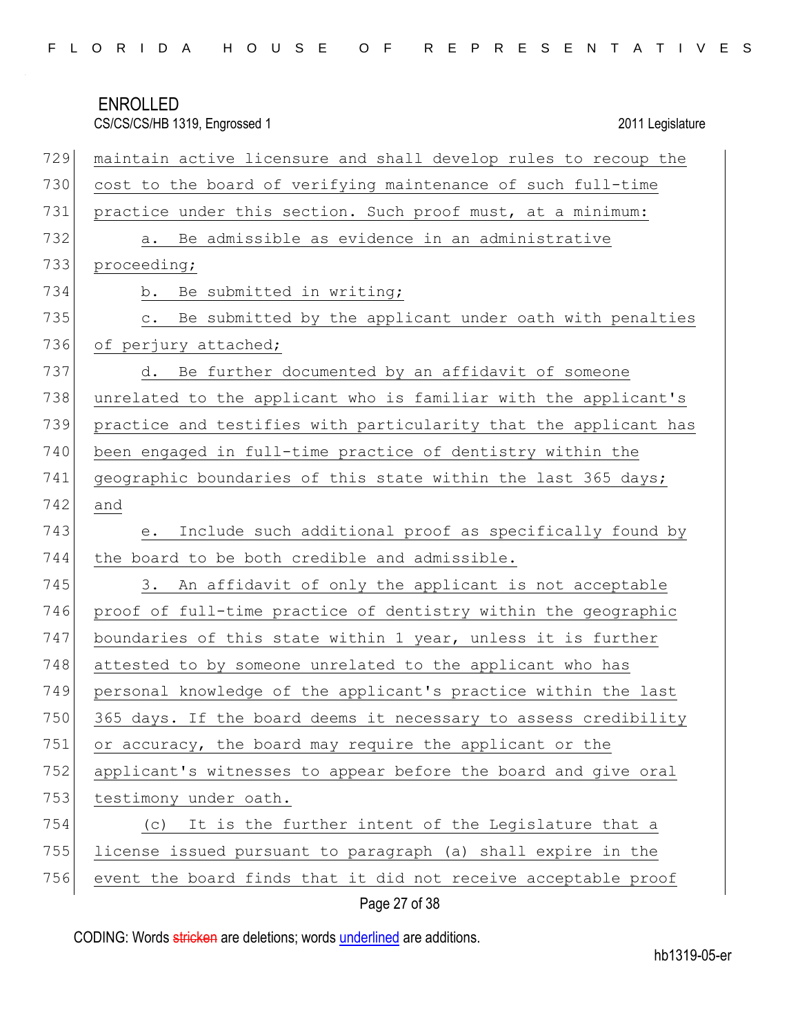maintain active licensure and shall develop rules to recoup the cost to the board of verifying maintenance of such full-time practice under this section. Such proof must, at a minimum:

a. Be admissible as evidence in an administrative proceeding;

b. Be submitted in writing;

c. Be submitted by the applicant under oath with penalties of perjury attached;

d. Be further documented by an affidavit of someone unrelated to the applicant who is familiar with the applicant's practice and testifies with particularity that the applicant has been engaged in full-time practice of dentistry within the geographic boundaries of this state within the last 365 days; and

e. Include such additional proof as specifically found by the board to be both credible and admissible.

3. An affidavit of only the applicant is not acceptable proof of full-time practice of dentistry within the geographic boundaries of this state within 1 year, unless it is further attested to by someone unrelated to the applicant who has personal knowledge of the applicant's practice within the last 365 days. If the board deems it necessary to assess credibility or accuracy, the board may require the applicant or the applicant's witnesses to appear before the board and give oral testimony under oath.

(c) It is the further intent of the Legislature that a license issued pursuant to paragraph (a) shall expire in the event the board finds that it did not receive acceptable proof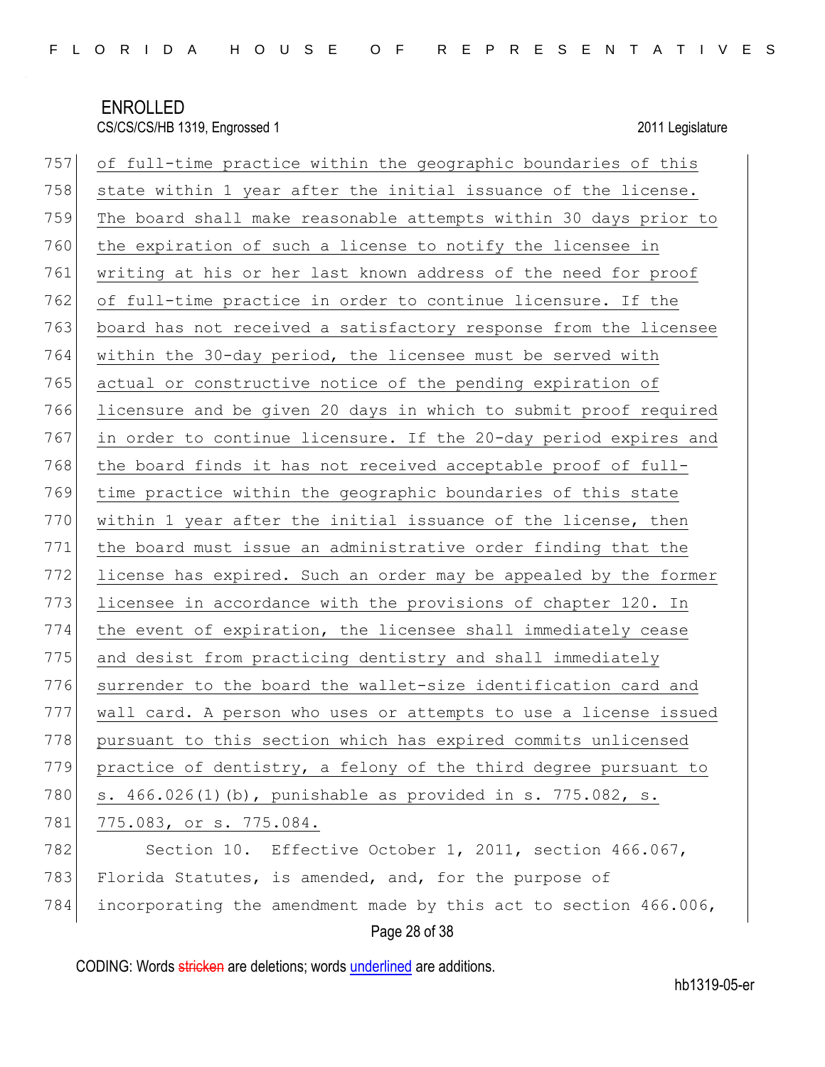of full-time practice within the geographic boundaries of this state within 1 year after the initial issuance of the license. The board shall make reasonable attempts within 30 days prior to the expiration of such a license to notify the licensee in writing at his or her last known address of the need for proof of full-time practice in order to continue licensure. If the board has not received a satisfactory response from the licensee within the 30-day period, the licensee must be served with actual or constructive notice of the pending expiration of licensure and be given 20 days in which to submit proof required in order to continue licensure. If the 20-day period expires and the board finds it has not received acceptable proof of full-time practice within the geographic boundaries of this state within 1 year after the initial issuance of the license, then the board must issue an administrative order finding that the license has expired. Such an order may be appealed by the former licensee in accordance with the provisions of chapter 120. In the event of expiration, the licensee shall immediately cease and desist from practicing dentistry and shall immediately surrender to the board the wallet-size identification card and wall card. A person who uses or attempts to use a license issued pursuant to this section which has expired commits unlicensed practice of dentistry, a felony of the third degree pursuant to s. 466.026(1)(b), punishable as provided in s. 775.082, s. 775.083, or s. 775.084.

Section 10. Effective October 1, 2011, section 466.067, Florida Statutes, is amended, and, for the purpose of incorporating the amendment made by this act to section 466.006,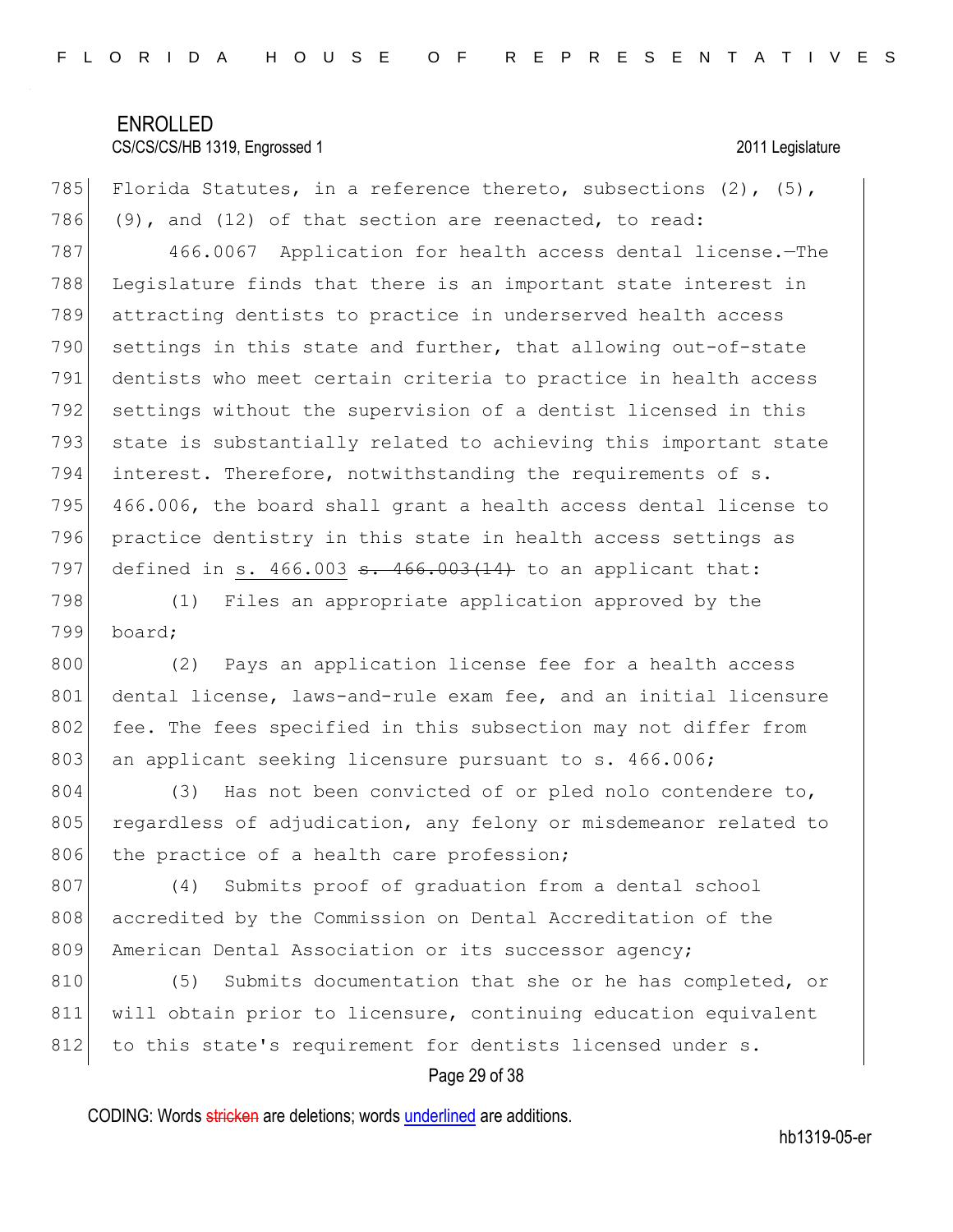Florida Statutes, in a reference thereto, subsections (2), (5), (9), and (12) of that section are reenacted, to read:

466.0067 Application for health access dental license.—The Legislature finds that there is an important state interest in attracting dentists to practice in underserved health access settings in this state and further, that allowing out-of-state dentists who meet certain criteria to practice in health access settings without the supervision of a dentist licensed in this state is substantially related to achieving this important state interest. Therefore, notwithstanding the requirements of s. 466.006, the board shall grant a health access dental license to practice dentistry in this state in health access settings as defined in <u>s. 466.003</u> ~~s. 466.003(14)~~ to an applicant that:

(1) Files an appropriate application approved by the board;

(2) Pays an application license fee for a health access dental license, laws-and-rule exam fee, and an initial licensure fee. The fees specified in this subsection may not differ from an applicant seeking licensure pursuant to s. 466.006;

(3) Has not been convicted of or pled nolo contendere to, regardless of adjudication, any felony or misdemeanor related to the practice of a health care profession;

(4) Submits proof of graduation from a dental school accredited by the Commission on Dental Accreditation of the American Dental Association or its successor agency;

(5) Submits documentation that she or he has completed, or will obtain prior to licensure, continuing education equivalent to this state's requirement for dentists licensed under s.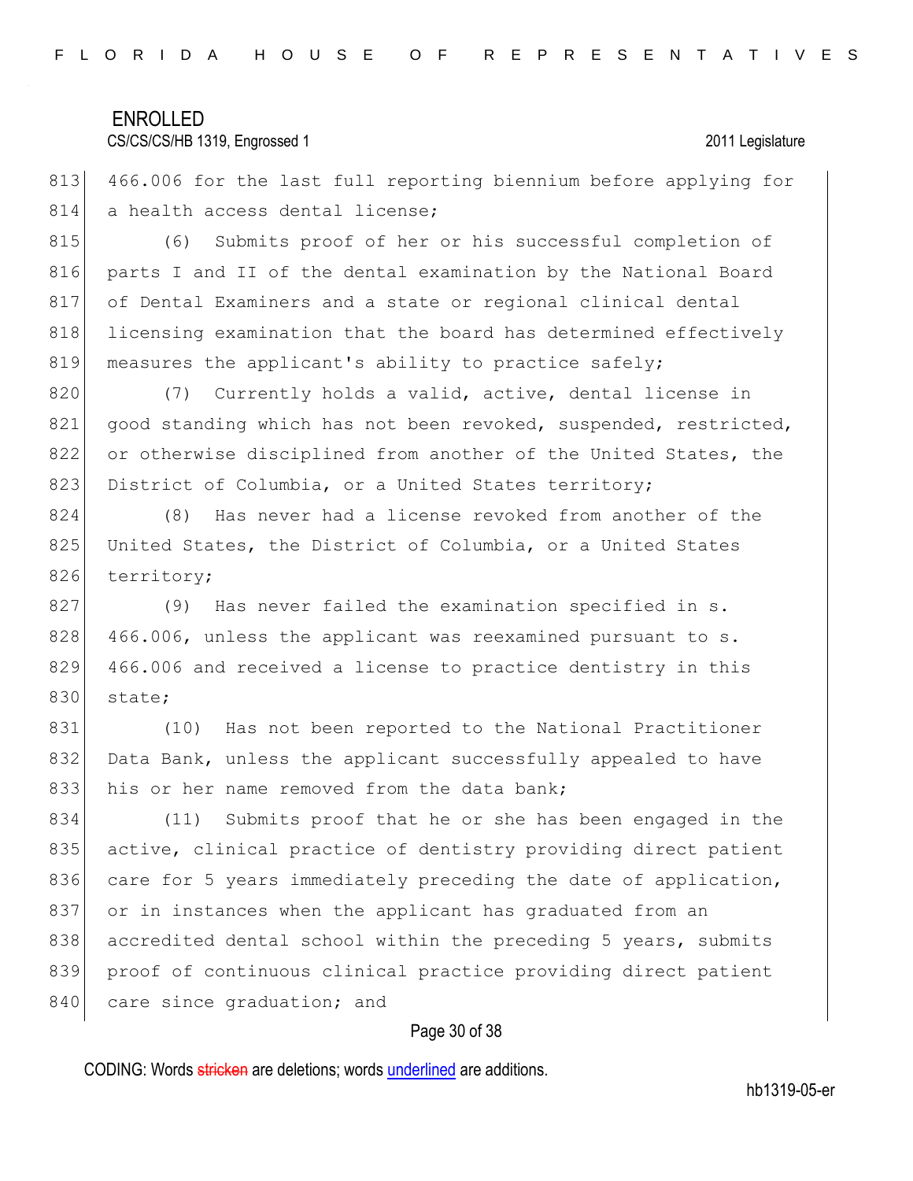466.006 for the last full reporting biennium before applying for a health access dental license;

(6) Submits proof of her or his successful completion of parts I and II of the dental examination by the National Board of Dental Examiners and a state or regional clinical dental licensing examination that the board has determined effectively measures the applicant's ability to practice safely;

(7) Currently holds a valid, active, dental license in good standing which has not been revoked, suspended, restricted, or otherwise disciplined from another of the United States, the District of Columbia, or a United States territory;

(8) Has never had a license revoked from another of the United States, the District of Columbia, or a United States territory;

(9) Has never failed the examination specified in s. 466.006, unless the applicant was reexamined pursuant to s. 466.006 and received a license to practice dentistry in this state;

(10) Has not been reported to the National Practitioner Data Bank, unless the applicant successfully appealed to have his or her name removed from the data bank;

(11) Submits proof that he or she has been engaged in the active, clinical practice of dentistry providing direct patient care for 5 years immediately preceding the date of application, or in instances when the applicant has graduated from an accredited dental school within the preceding 5 years, submits proof of continuous clinical practice providing direct patient care since graduation; and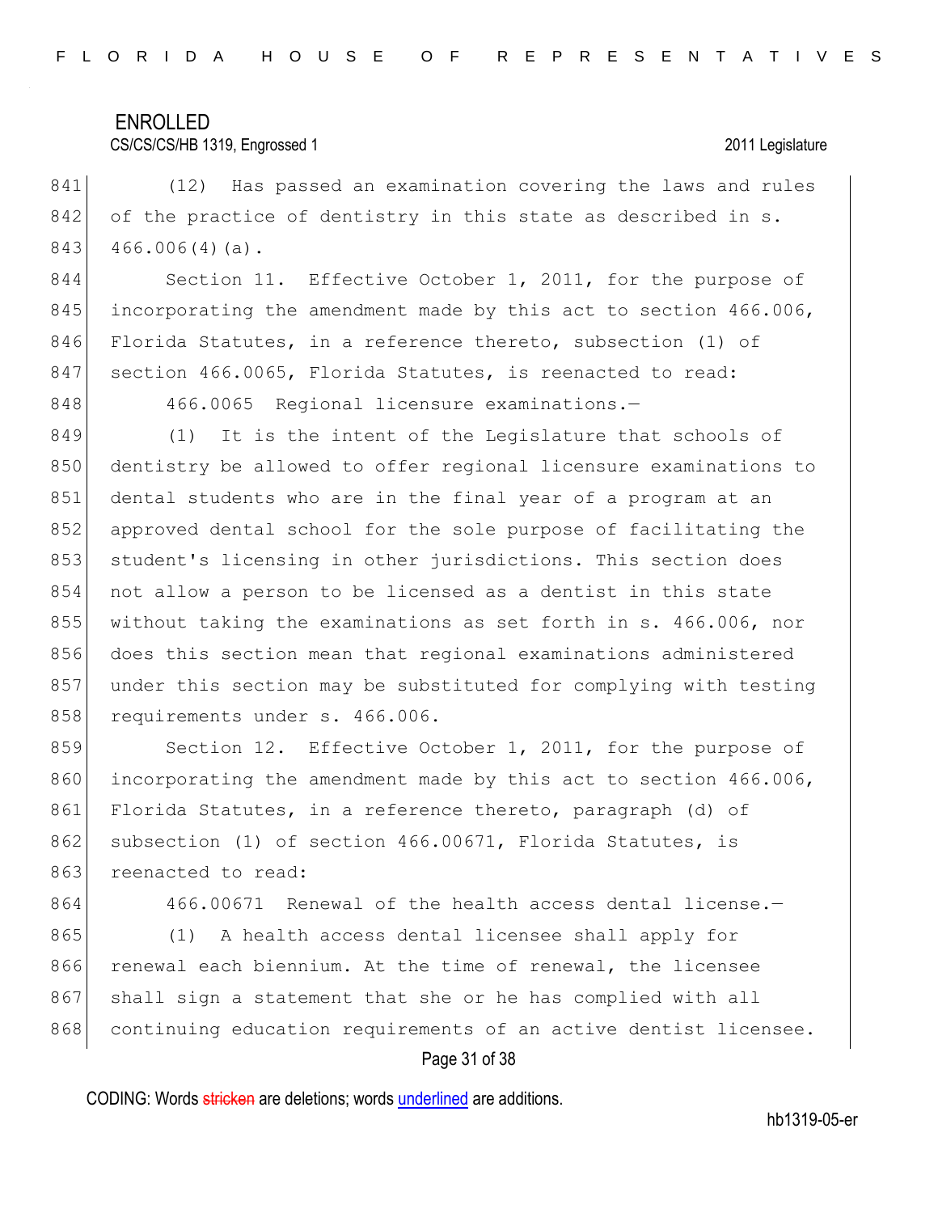(12) Has passed an examination covering the laws and rules of the practice of dentistry in this state as described in s. 466.006(4)(a).

Section 11. Effective October 1, 2011, for the purpose of incorporating the amendment made by this act to section 466.006, Florida Statutes, in a reference thereto, subsection (1) of section 466.0065, Florida Statutes, is reenacted to read:

466.0065 Regional licensure examinations.—

(1) It is the intent of the Legislature that schools of dentistry be allowed to offer regional licensure examinations to dental students who are in the final year of a program at an approved dental school for the sole purpose of facilitating the student's licensing in other jurisdictions. This section does not allow a person to be licensed as a dentist in this state without taking the examinations as set forth in s. 466.006, nor does this section mean that regional examinations administered under this section may be substituted for complying with testing requirements under s. 466.006.

Section 12. Effective October 1, 2011, for the purpose of incorporating the amendment made by this act to section 466.006, Florida Statutes, in a reference thereto, paragraph (d) of subsection (1) of section 466.00671, Florida Statutes, is reenacted to read:

466.00671 Renewal of the health access dental license.—

(1) A health access dental licensee shall apply for renewal each biennium. At the time of renewal, the licensee shall sign a statement that she or he has complied with all continuing education requirements of an active dentist licensee.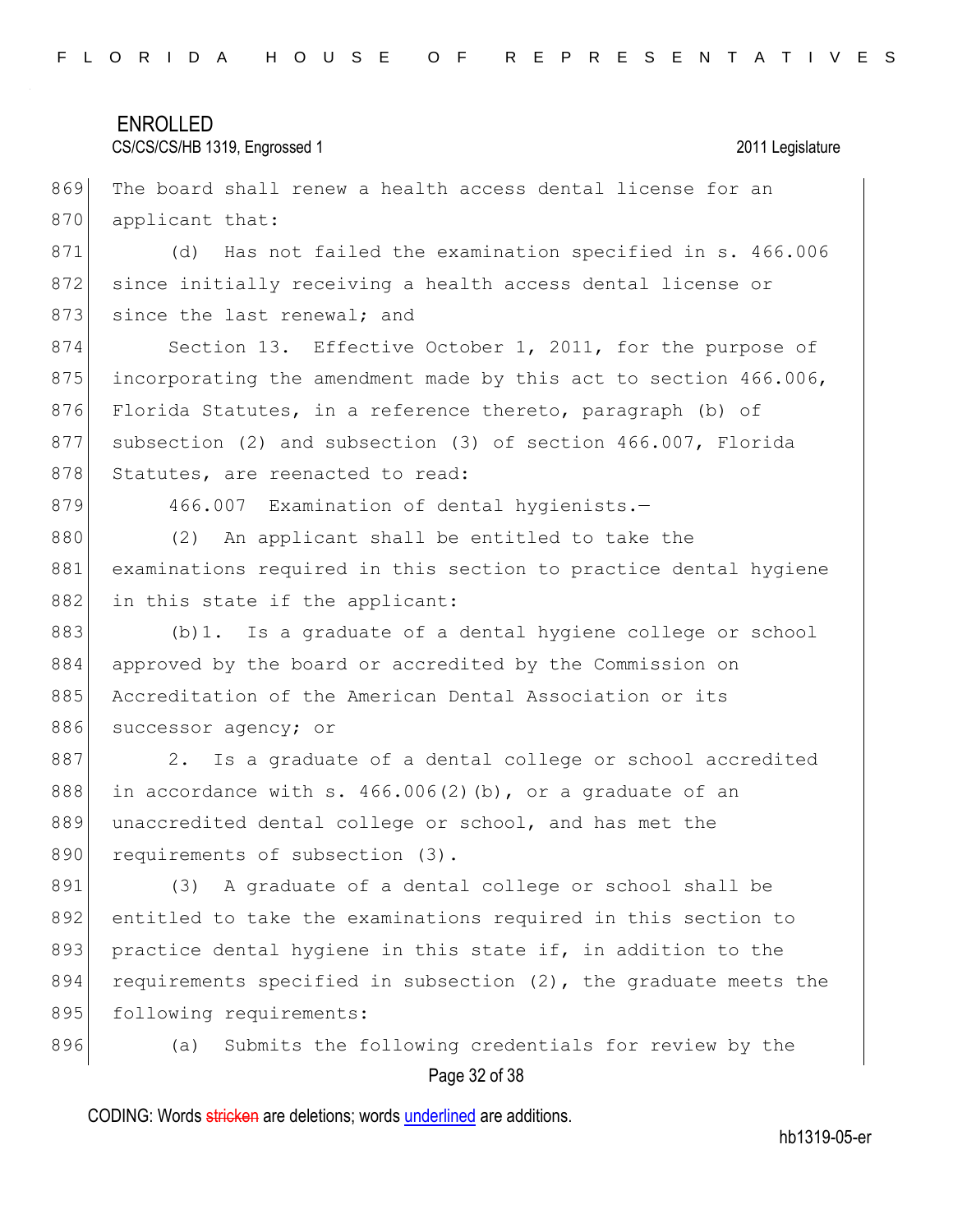The board shall renew a health access dental license for an applicant that:

(d) Has not failed the examination specified in s. 466.006 since initially receiving a health access dental license or since the last renewal; and

Section 13. Effective October 1, 2011, for the purpose of incorporating the amendment made by this act to section 466.006, Florida Statutes, in a reference thereto, paragraph (b) of subsection (2) and subsection (3) of section 466.007, Florida Statutes, are reenacted to read:

466.007 Examination of dental hygienists.—

(2) An applicant shall be entitled to take the examinations required in this section to practice dental hygiene in this state if the applicant:

(b)1. Is a graduate of a dental hygiene college or school approved by the board or accredited by the Commission on Accreditation of the American Dental Association or its successor agency; or

2. Is a graduate of a dental college or school accredited in accordance with s. 466.006(2)(b), or a graduate of an unaccredited dental college or school, and has met the requirements of subsection (3).

(3) A graduate of a dental college or school shall be entitled to take the examinations required in this section to practice dental hygiene in this state if, in addition to the requirements specified in subsection (2), the graduate meets the following requirements:

(a) Submits the following credentials for review by the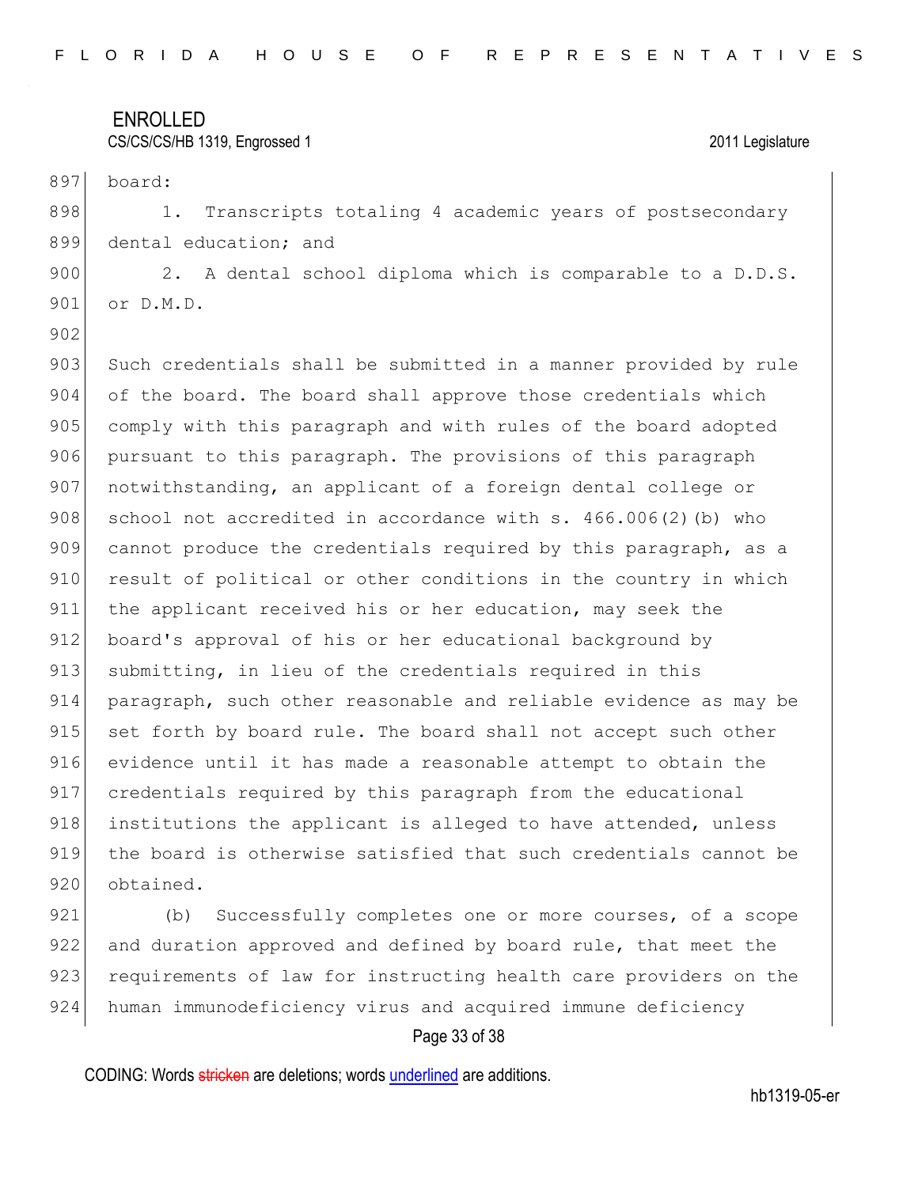board:

1. Transcripts totaling 4 academic years of postsecondary dental education; and

2. A dental school diploma which is comparable to a D.D.S. or D.M.D.

Such credentials shall be submitted in a manner provided by rule of the board. The board shall approve those credentials which comply with this paragraph and with rules of the board adopted pursuant to this paragraph. The provisions of this paragraph notwithstanding, an applicant of a foreign dental college or school not accredited in accordance with s. 466.006(2)(b) who cannot produce the credentials required by this paragraph, as a result of political or other conditions in the country in which the applicant received his or her education, may seek the board's approval of his or her educational background by submitting, in lieu of the credentials required in this paragraph, such other reasonable and reliable evidence as may be set forth by board rule. The board shall not accept such other evidence until it has made a reasonable attempt to obtain the credentials required by this paragraph from the educational institutions the applicant is alleged to have attended, unless the board is otherwise satisfied that such credentials cannot be obtained.

(b) Successfully completes one or more courses, of a scope and duration approved and defined by board rule, that meet the requirements of law for instructing health care providers on the human immunodeficiency virus and acquired immune deficiency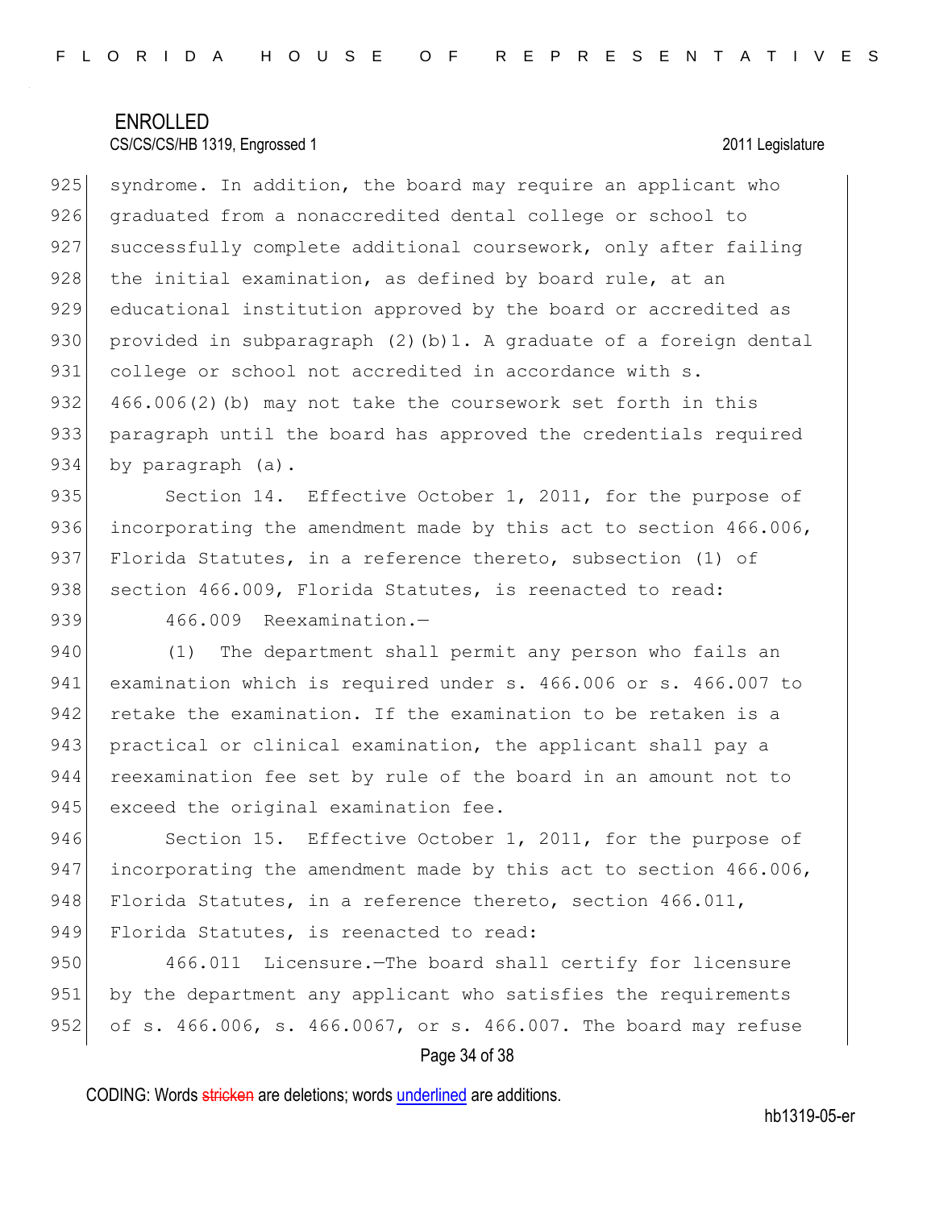syndrome. In addition, the board may require an applicant who graduated from a nonaccredited dental college or school to successfully complete additional coursework, only after failing the initial examination, as defined by board rule, at an educational institution approved by the board or accredited as provided in subparagraph (2)(b)1. A graduate of a foreign dental college or school not accredited in accordance with s. 466.006(2)(b) may not take the coursework set forth in this paragraph until the board has approved the credentials required by paragraph (a).

Section 14. Effective October 1, 2011, for the purpose of incorporating the amendment made by this act to section 466.006, Florida Statutes, in a reference thereto, subsection (1) of section 466.009, Florida Statutes, is reenacted to read:

466.009 Reexamination.—

(1) The department shall permit any person who fails an examination which is required under s. 466.006 or s. 466.007 to retake the examination. If the examination to be retaken is a practical or clinical examination, the applicant shall pay a reexamination fee set by rule of the board in an amount not to exceed the original examination fee.

Section 15. Effective October 1, 2011, for the purpose of incorporating the amendment made by this act to section 466.006, Florida Statutes, in a reference thereto, section 466.011, Florida Statutes, is reenacted to read:

466.011 Licensure.—The board shall certify for licensure by the department any applicant who satisfies the requirements of s. 466.006, s. 466.0067, or s. 466.007. The board may refuse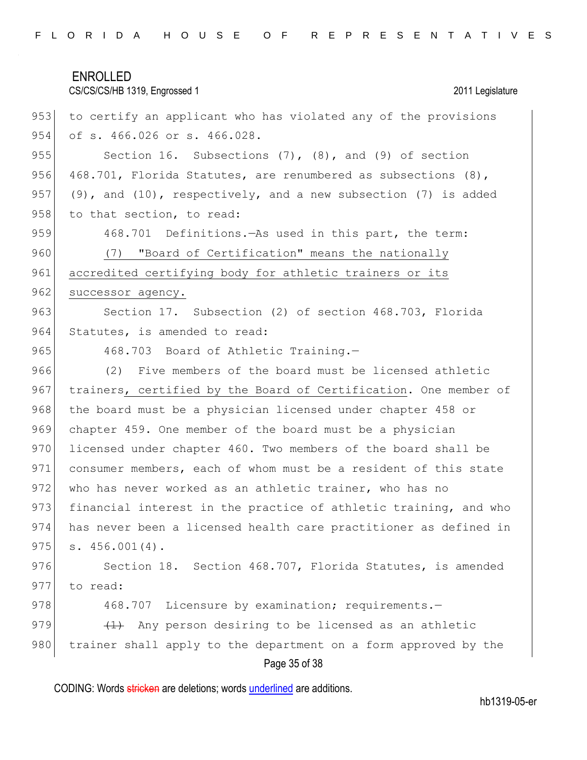to certify an applicant who has violated any of the provisions of s. 466.026 or s. 466.028.

Section 16. Subsections (7), (8), and (9) of section 468.701, Florida Statutes, are renumbered as subsections (8), (9), and (10), respectively, and a new subsection (7) is added to that section, to read:

468.701 Definitions.—As used in this part, the term:

<u>(7) "Board of Certification" means the nationally accredited certifying body for athletic trainers or its successor agency.</u>

Section 17. Subsection (2) of section 468.703, Florida Statutes, is amended to read:

468.703 Board of Athletic Training.—

(2) Five members of the board must be licensed athletic trainers<u>, certified by the Board of Certification</u>. One member of the board must be a physician licensed under chapter 458 or chapter 459. One member of the board must be a physician licensed under chapter 460. Two members of the board shall be consumer members, each of whom must be a resident of this state who has never worked as an athletic trainer, who has no financial interest in the practice of athletic training, and who has never been a licensed health care practitioner as defined in s. 456.001(4).

Section 18. Section 468.707, Florida Statutes, is amended to read:

468.707 Licensure by examination; requirements.—

~~(1)~~ Any person desiring to be licensed as an athletic trainer shall apply to the department on a form approved by the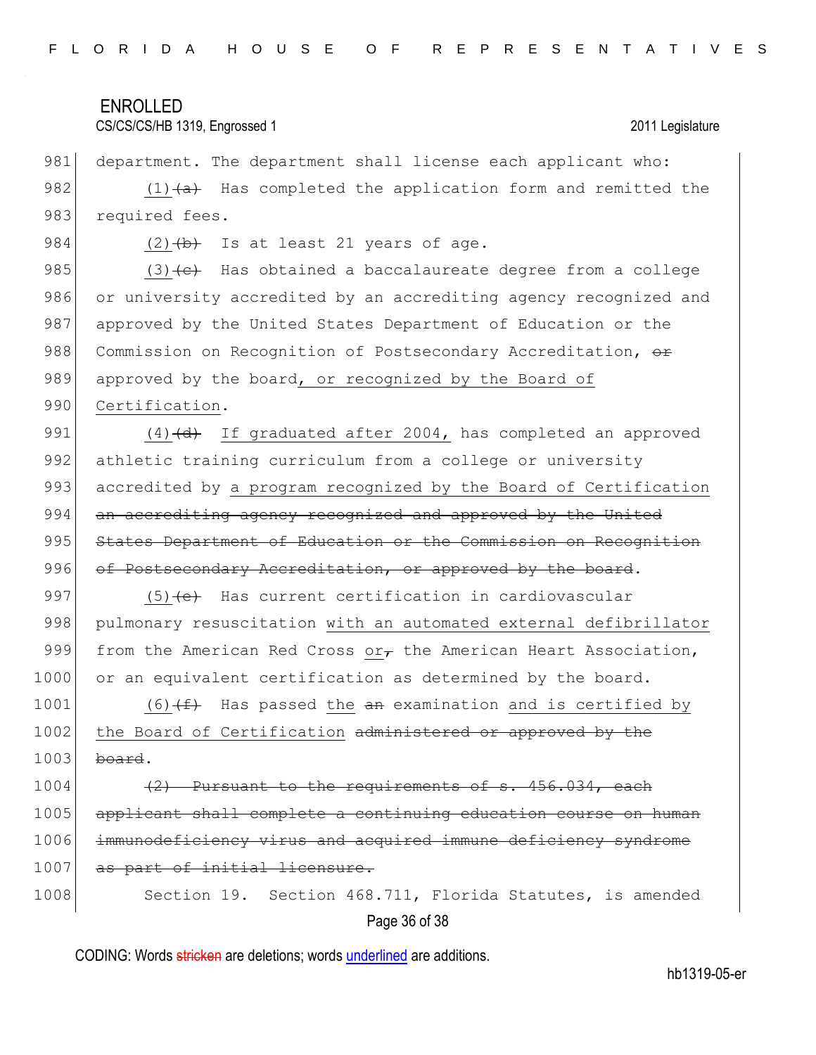department. The department shall license each applicant who:

(1)~~(a)~~ Has completed the application form and remitted the required fees.

(2)~~(b)~~ Is at least 21 years of age.

(3)~~(c)~~ Has obtained a baccalaureate degree from a college or university accredited by an accrediting agency recognized and approved by the United States Department of Education or the Commission on Recognition of Postsecondary Accreditation, ~~or~~ approved by the board, or recognized by the Board of Certification.

(4)~~(d)~~ If graduated after 2004, has completed an approved athletic training curriculum from a college or university accredited by a program recognized by the Board of Certification ~~an accrediting agency recognized and approved by the United States Department of Education or the Commission on Recognition of Postsecondary Accreditation, or approved by the board~~.

(5)~~(e)~~ Has current certification in cardiovascular pulmonary resuscitation with an automated external defibrillator from the American Red Cross or~~,~~ the American Heart Association, or an equivalent certification as determined by the board.

(6)~~(f)~~ Has passed the ~~an~~ examination and is certified by the Board of Certification ~~administered or approved by the board~~.

~~(2) Pursuant to the requirements of s. 456.034, each applicant shall complete a continuing education course on human immunodeficiency virus and acquired immune deficiency syndrome as part of initial licensure.~~

Section 19. Section 468.711, Florida Statutes, is amended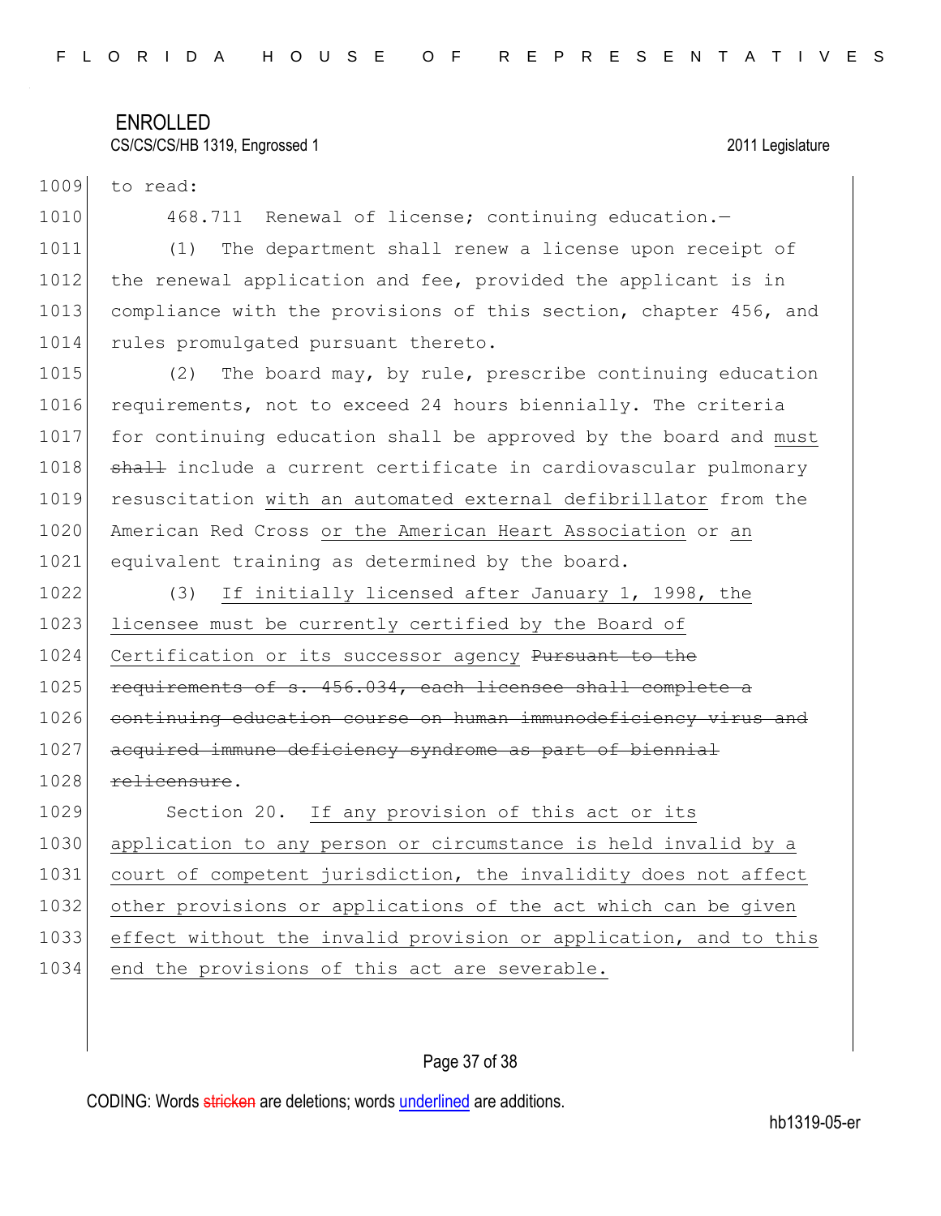to read:

468.711 Renewal of license; continuing education.—

(1) The department shall renew a license upon receipt of the renewal application and fee, provided the applicant is in compliance with the provisions of this section, chapter 456, and rules promulgated pursuant thereto.

(2) The board may, by rule, prescribe continuing education requirements, not to exceed 24 hours biennially. The criteria for continuing education shall be approved by the board and <u>must</u> ~~shall~~ include a current certificate in cardiovascular pulmonary resuscitation <u>with an automated external defibrillator</u> from the American Red Cross <u>or the American Heart Association</u> or <u>an</u> equivalent training as determined by the board.

(3) <u>If initially licensed after January 1, 1998, the licensee must be currently certified by the Board of Certification or its successor agency</u> ~~Pursuant to the requirements of s. 456.034, each licensee shall complete a continuing education course on human immunodeficiency virus and acquired immune deficiency syndrome as part of biennial relicensure~~.

Section 20. <u>If any provision of this act or its application to any person or circumstance is held invalid by a court of competent jurisdiction, the invalidity does not affect other provisions or applications of the act which can be given effect without the invalid provision or application, and to this end the provisions of this act are severable.</u>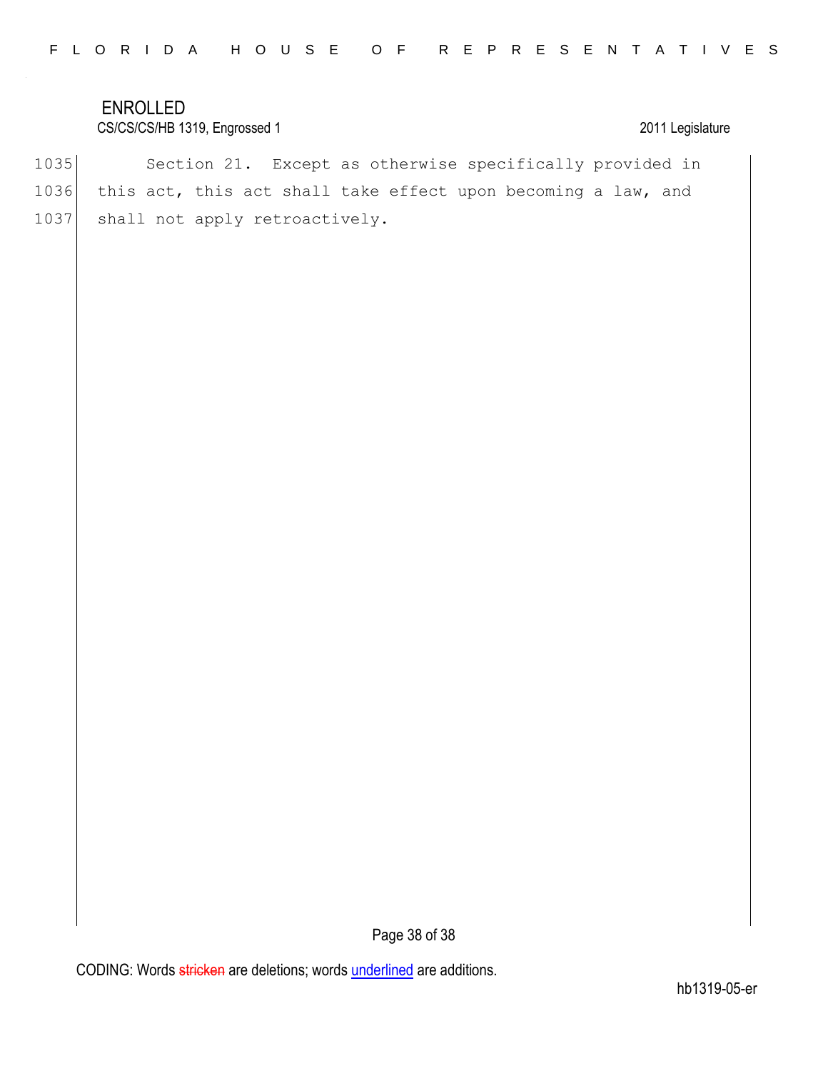1035 Section 21. Except as otherwise specifically provided in
1036 this act, this act shall take effect upon becoming a law, and
1037 shall not apply retroactively.